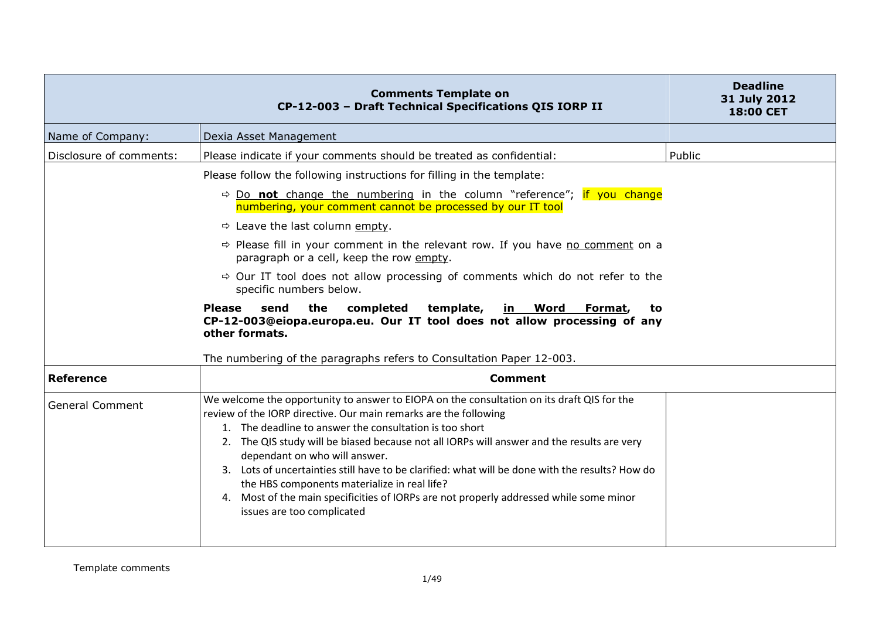| Comments Template on CP-12-003 – Draft Technical Specifications QIS IORP II | | Deadline 31 July 2012 18:00 CET |
|---|---|---|
| Name of Company: | Dexia Asset Management | |
| Disclosure of comments: | Please indicate if your comments should be treated as confidential: | Public |
| | Please follow the following instructions for filling in the template:<br>⇨ Do **not** change the numbering in the column "reference"; if you change numbering, your comment cannot be processed by our IT tool<br>⇨ Leave the last column empty.<br>⇨ Please fill in your comment in the relevant row. If you have no comment on a paragraph or a cell, keep the row empty.<br>⇨ Our IT tool does not allow processing of comments which do not refer to the specific numbers below.<br>**Please send the completed template, in Word Format, to CP-12-003@eiopa.europa.eu. Our IT tool does not allow processing of any other formats.**<br>The numbering of the paragraphs refers to Consultation Paper 12-003. | |
| **Reference** | **Comment** | |
| General Comment | We welcome the opportunity to answer to EIOPA on the consultation on its draft QIS for the review of the IORP directive. Our main remarks are the following<br>1. The deadline to answer the consultation is too short<br>2. The QIS study will be biased because not all IORPs will answer and the results are very dependant on who will answer.<br>3. Lots of uncertainties still have to be clarified: what will be done with the results? How do the HBS components materialize in real life?<br>4. Most of the main specificities of IORPs are not properly addressed while some minor issues are too complicated | |

Template comments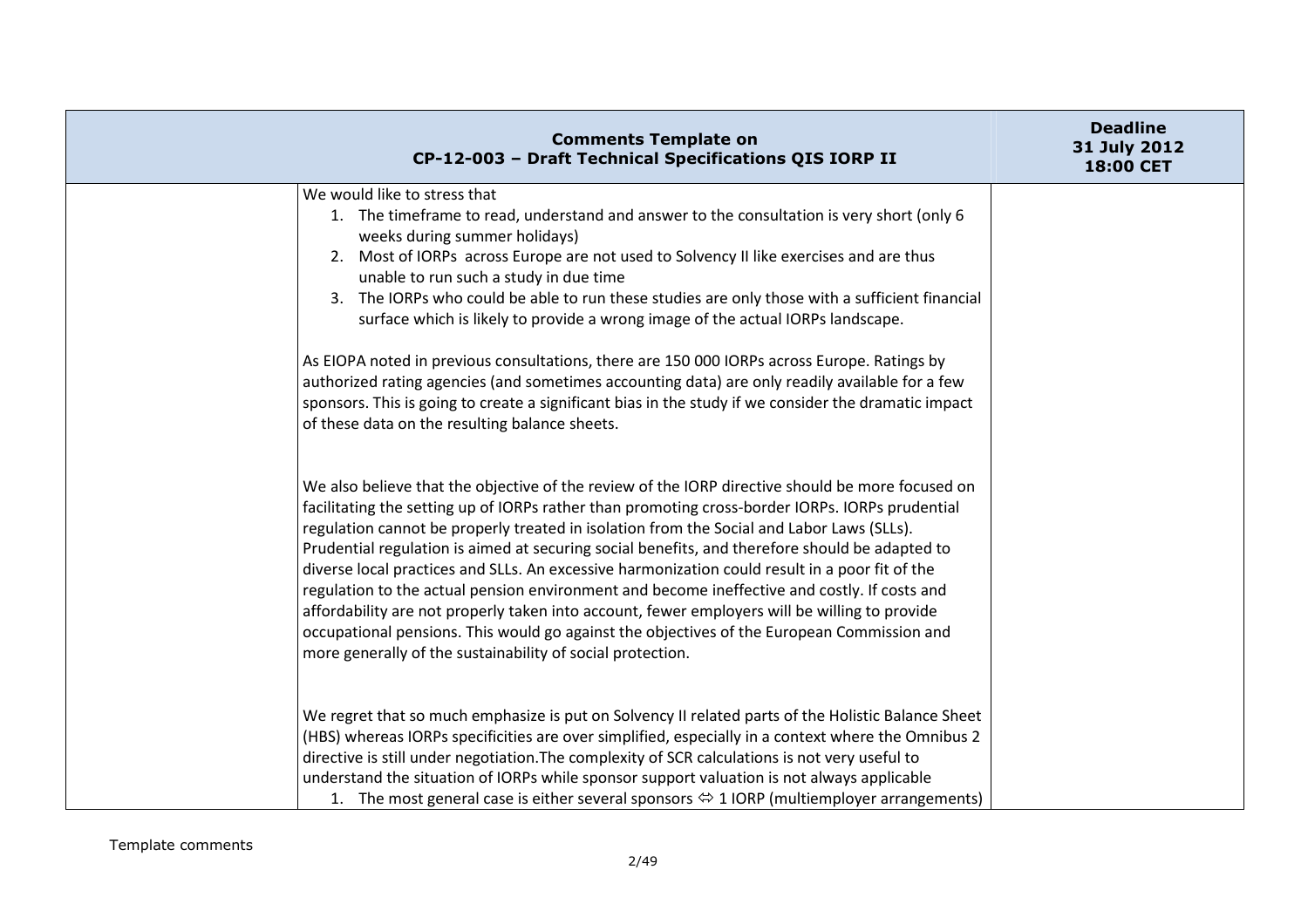| | We would like to stress that<br>1. The timeframe to read, understand and answer to the consultation is very short (only 6 weeks during summer holidays)<br>2. Most of IORPs across Europe are not used to Solvency II like exercises and are thus unable to run such a study in due time<br>3. The IORPs who could be able to run these studies are only those with a sufficient financial surface which is likely to provide a wrong image of the actual IORPs landscape.<br><br>As EIOPA noted in previous consultations, there are 150 000 IORPs across Europe. Ratings by authorized rating agencies (and sometimes accounting data) are only readily available for a few sponsors. This is going to create a significant bias in the study if we consider the dramatic impact of these data on the resulting balance sheets.<br><br>We also believe that the objective of the review of the IORP directive should be more focused on facilitating the setting up of IORPs rather than promoting cross-border IORPs. IORPs prudential regulation cannot be properly treated in isolation from the Social and Labor Laws (SLLs). Prudential regulation is aimed at securing social benefits, and therefore should be adapted to diverse local practices and SLLs. An excessive harmonization could result in a poor fit of the regulation to the actual pension environment and become ineffective and costly. If costs and affordability are not properly taken into account, fewer employers will be willing to provide occupational pensions. This would go against the objectives of the European Commission and more generally of the sustainability of social protection.<br><br>We regret that so much emphasize is put on Solvency II related parts of the Holistic Balance Sheet (HBS) whereas IORPs specificities are over simplified, especially in a context where the Omnibus 2 directive is still under negotiation.The complexity of SCR calculations is not very useful to understand the situation of IORPs while sponsor support valuation is not always applicable<br>1. The most general case is either several sponsors ⇔ 1 IORP (multiemployer arrangements) | |
|---|---|---|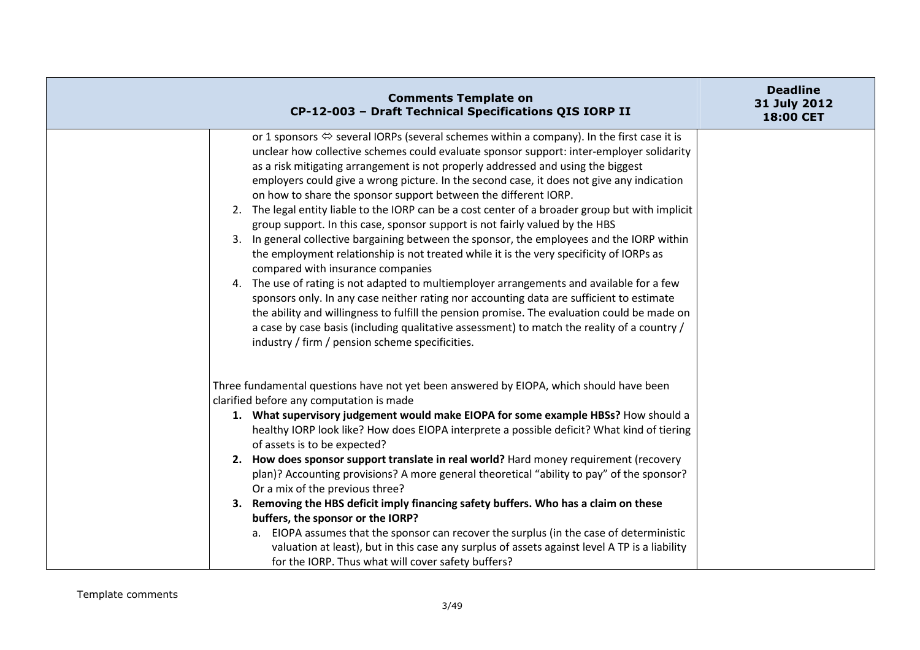| | | |
|---|---|---|
| | or 1 sponsors ⇔ several IORPs (several schemes within a company). In the first case it is unclear how collective schemes could evaluate sponsor support: inter-employer solidarity as a risk mitigating arrangement is not properly addressed and using the biggest employers could give a wrong picture. In the second case, it does not give any indication on how to share the sponsor support between the different IORP.<br>2. The legal entity liable to the IORP can be a cost center of a broader group but with implicit group support. In this case, sponsor support is not fairly valued by the HBS<br>3. In general collective bargaining between the sponsor, the employees and the IORP within the employment relationship is not treated while it is the very specificity of IORPs as compared with insurance companies<br>4. The use of rating is not adapted to multiemployer arrangements and available for a few sponsors only. In any case neither rating nor accounting data are sufficient to estimate the ability and willingness to fulfill the pension promise. The evaluation could be made on a case by case basis (including qualitative assessment) to match the reality of a country / industry / firm / pension scheme specificities.<br><br>Three fundamental questions have not yet been answered by EIOPA, which should have been clarified before any computation is made<br>1. **What supervisory judgement would make EIOPA for some example HBSs?** How should a healthy IORP look like? How does EIOPA interprete a possible deficit? What kind of tiering of assets is to be expected?<br>2. **How does sponsor support translate in real world?** Hard money requirement (recovery plan)? Accounting provisions? A more general theoretical "ability to pay" of the sponsor? Or a mix of the previous three?<br>3. **Removing the HBS deficit imply financing safety buffers. Who has a claim on these buffers, the sponsor or the IORP?**<br>a. EIOPA assumes that the sponsor can recover the surplus (in the case of deterministic valuation at least), but in this case any surplus of assets against level A TP is a liability for the IORP. Thus what will cover safety buffers? | |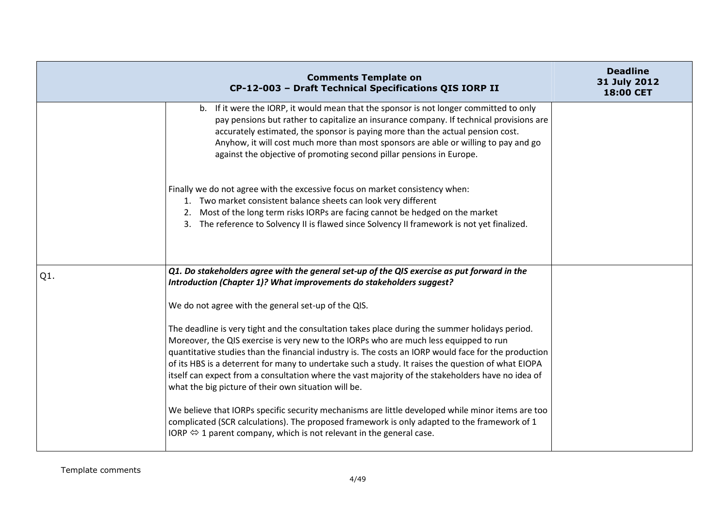| Comments Template on CP-12-003 – Draft Technical Specifications QIS IORP II | | Deadline 31 July 2012 18:00 CET |
|---|---|---|
| | b. If it were the IORP, it would mean that the sponsor is not longer committed to only pay pensions but rather to capitalize an insurance company. If technical provisions are accurately estimated, the sponsor is paying more than the actual pension cost. Anyhow, it will cost much more than most sponsors are able or willing to pay and go against the objective of promoting second pillar pensions in Europe.<br><br>Finally we do not agree with the excessive focus on market consistency when:<br>1. Two market consistent balance sheets can look very different<br>2. Most of the long term risks IORPs are facing cannot be hedged on the market<br>3. The reference to Solvency II is flawed since Solvency II framework is not yet finalized. | |
| Q1. | ***Q1. Do stakeholders agree with the general set-up of the QIS exercise as put forward in the Introduction (Chapter 1)? What improvements do stakeholders suggest?***<br><br>We do not agree with the general set-up of the QIS.<br><br>The deadline is very tight and the consultation takes place during the summer holidays period. Moreover, the QIS exercise is very new to the IORPs who are much less equipped to run quantitative studies than the financial industry is. The costs an IORP would face for the production of its HBS is a deterrent for many to undertake such a study. It raises the question of what EIOPA itself can expect from a consultation where the vast majority of the stakeholders have no idea of what the big picture of their own situation will be.<br><br>We believe that IORPs specific security mechanisms are little developed while minor items are too complicated (SCR calculations). The proposed framework is only adapted to the framework of 1 IORP ⇔ 1 parent company, which is not relevant in the general case. | |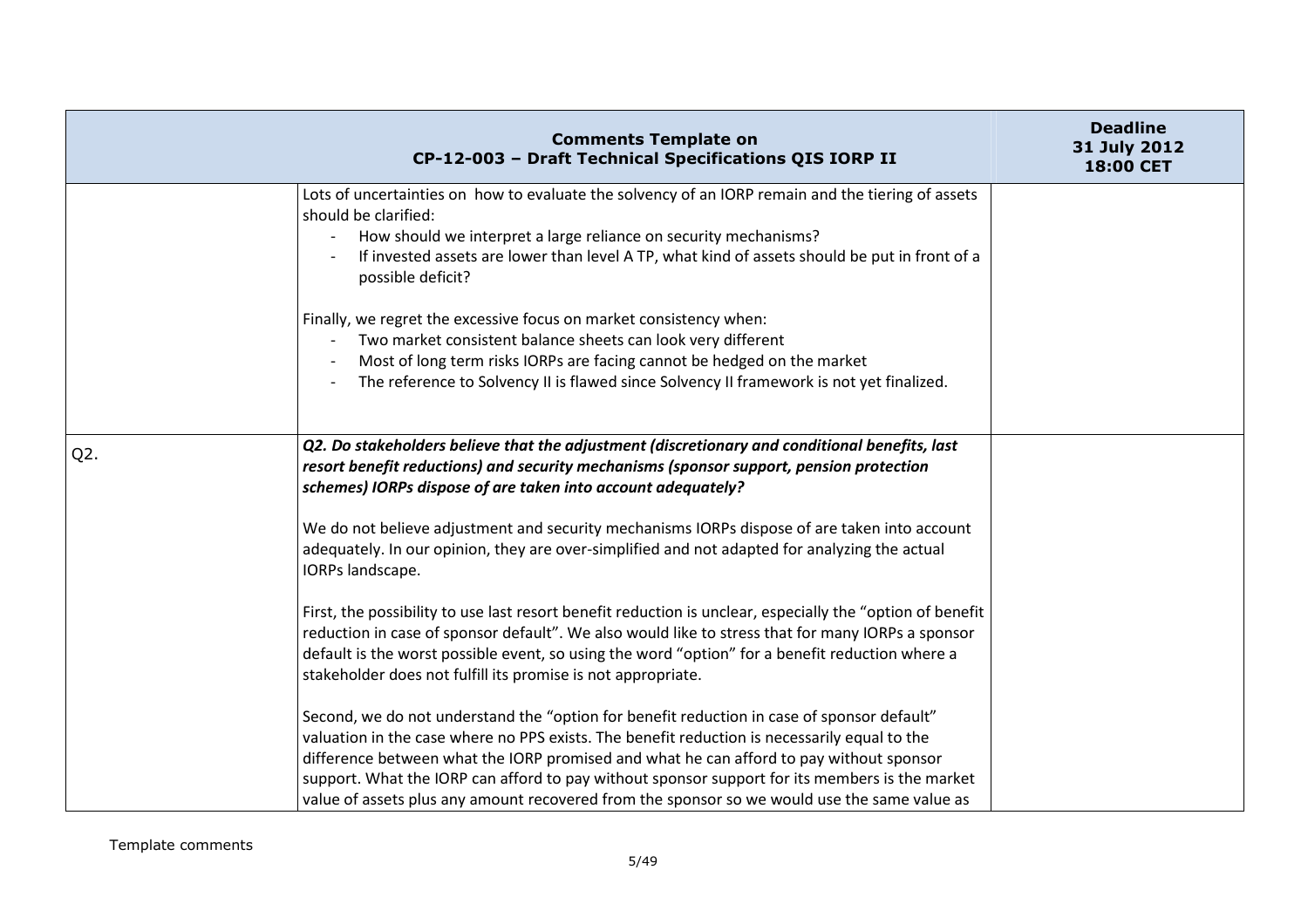| Comments Template on CP-12-003 – Draft Technical Specifications QIS IORP II | | Deadline 31 July 2012 18:00 CET |
|---|---|---|
| | Lots of uncertainties on how to evaluate the solvency of an IORP remain and the tiering of assets should be clarified:<br>- How should we interpret a large reliance on security mechanisms?<br>- If invested assets are lower than level A TP, what kind of assets should be put in front of a possible deficit?<br><br>Finally, we regret the excessive focus on market consistency when:<br>- Two market consistent balance sheets can look very different<br>- Most of long term risks IORPs are facing cannot be hedged on the market<br>- The reference to Solvency II is flawed since Solvency II framework is not yet finalized. | |
| Q2. | ***Q2. Do stakeholders believe that the adjustment (discretionary and conditional benefits, last resort benefit reductions) and security mechanisms (sponsor support, pension protection schemes) IORPs dispose of are taken into account adequately?***<br><br>We do not believe adjustment and security mechanisms IORPs dispose of are taken into account adequately. In our opinion, they are over-simplified and not adapted for analyzing the actual IORPs landscape.<br><br>First, the possibility to use last resort benefit reduction is unclear, especially the "option of benefit reduction in case of sponsor default". We also would like to stress that for many IORPs a sponsor default is the worst possible event, so using the word "option" for a benefit reduction where a stakeholder does not fulfill its promise is not appropriate.<br><br>Second, we do not understand the "option for benefit reduction in case of sponsor default" valuation in the case where no PPS exists. The benefit reduction is necessarily equal to the difference between what the IORP promised and what he can afford to pay without sponsor support. What the IORP can afford to pay without sponsor support for its members is the market value of assets plus any amount recovered from the sponsor so we would use the same value as | |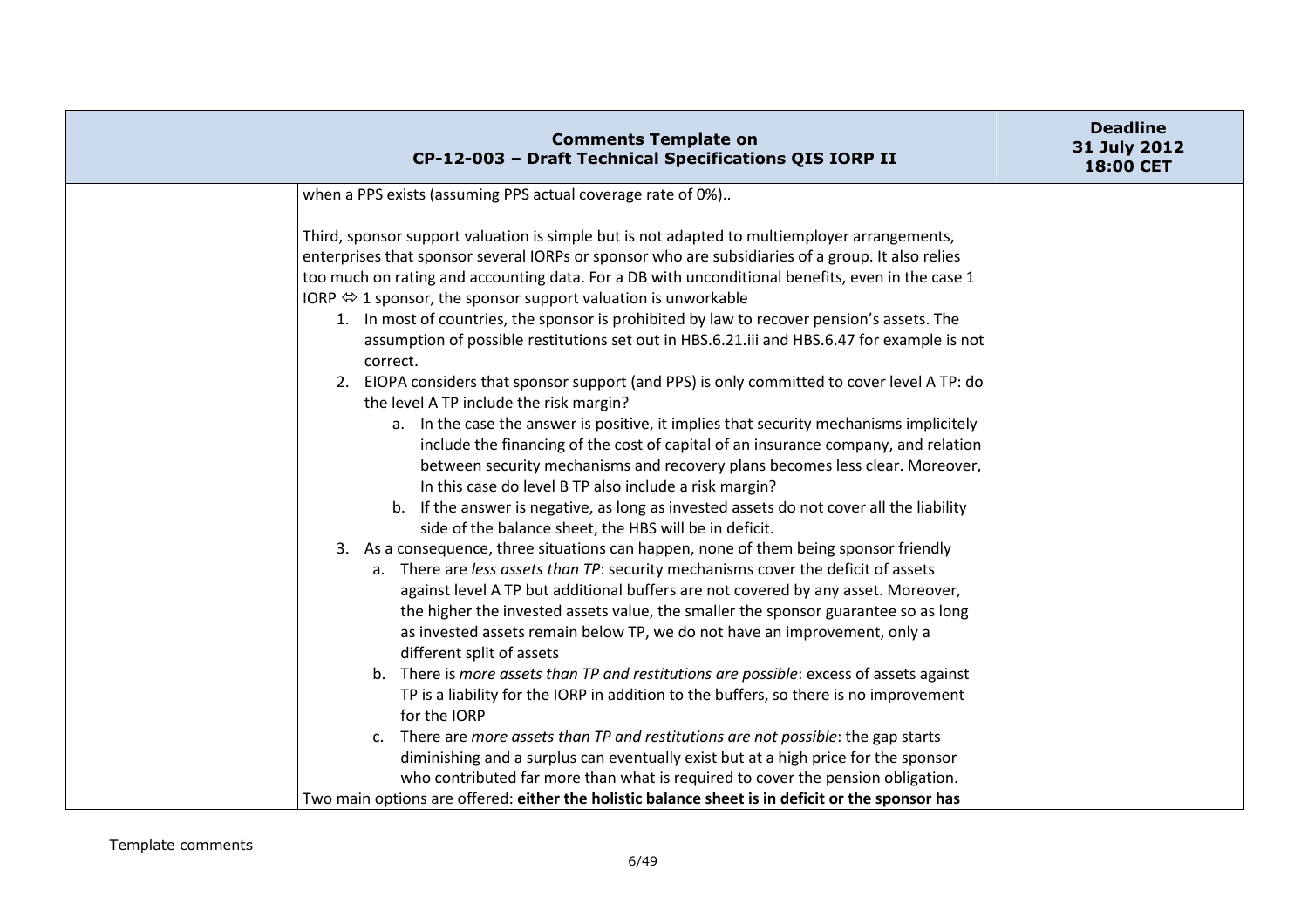| | | |
|---|---|---|
| | when a PPS exists (assuming PPS actual coverage rate of 0%)..<br><br>Third, sponsor support valuation is simple but is not adapted to multiemployer arrangements, enterprises that sponsor several IORPs or sponsor who are subsidiaries of a group. It also relies too much on rating and accounting data. For a DB with unconditional benefits, even in the case 1 IORP ⇔ 1 sponsor, the sponsor support valuation is unworkable<br>1. In most of countries, the sponsor is prohibited by law to recover pension's assets. The assumption of possible restitutions set out in HBS.6.21.iii and HBS.6.47 for example is not correct.<br>2. EIOPA considers that sponsor support (and PPS) is only committed to cover level A TP: do the level A TP include the risk margin?<br>&nbsp;&nbsp;&nbsp;a. In the case the answer is positive, it implies that security mechanisms implicitely include the financing of the cost of capital of an insurance company, and relation between security mechanisms and recovery plans becomes less clear. Moreover, In this case do level B TP also include a risk margin?<br>&nbsp;&nbsp;&nbsp;b. If the answer is negative, as long as invested assets do not cover all the liability side of the balance sheet, the HBS will be in deficit.<br>3. As a consequence, three situations can happen, none of them being sponsor friendly<br>&nbsp;&nbsp;&nbsp;a. There are *less assets than TP*: security mechanisms cover the deficit of assets against level A TP but additional buffers are not covered by any asset. Moreover, the higher the invested assets value, the smaller the sponsor guarantee so as long as invested assets remain below TP, we do not have an improvement, only a different split of assets<br>&nbsp;&nbsp;&nbsp;b. There is *more assets than TP and restitutions are possible*: excess of assets against TP is a liability for the IORP in addition to the buffers, so there is no improvement for the IORP<br>&nbsp;&nbsp;&nbsp;c. There are *more assets than TP and restitutions are not possible*: the gap starts diminishing and a surplus can eventually exist but at a high price for the sponsor who contributed far more than what is required to cover the pension obligation.<br>Two main options are offered: **either the holistic balance sheet is in deficit or the sponsor has** | |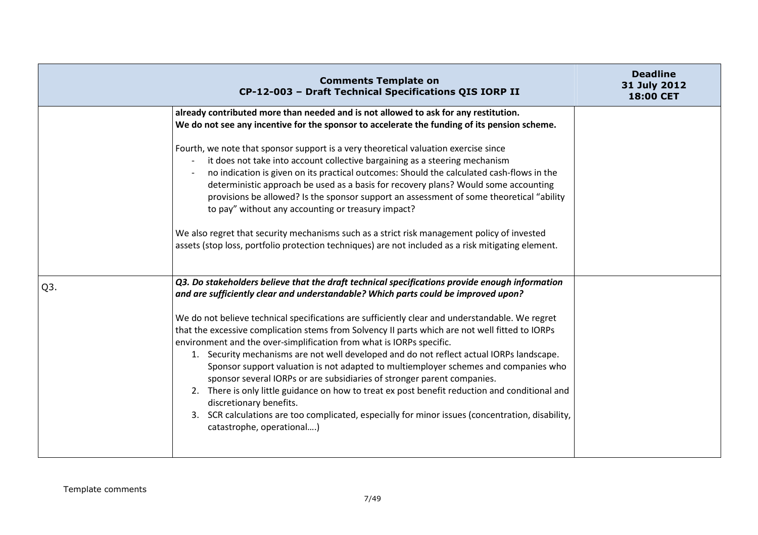| Comments Template on CP-12-003 – Draft Technical Specifications QIS IORP II | | Deadline 31 July 2012 18:00 CET |
|---|---|---|
| | **already contributed more than needed and is not allowed to ask for any restitution.**<br>**We do not see any incentive for the sponsor to accelerate the funding of its pension scheme.**<br><br>Fourth, we note that sponsor support is a very theoretical valuation exercise since<br>- it does not take into account collective bargaining as a steering mechanism<br>- no indication is given on its practical outcomes: Should the calculated cash-flows in the deterministic approach be used as a basis for recovery plans? Would some accounting provisions be allowed? Is the sponsor support an assessment of some theoretical "ability to pay" without any accounting or treasury impact?<br><br>We also regret that security mechanisms such as a strict risk management policy of invested assets (stop loss, portfolio protection techniques) are not included as a risk mitigating element. | |
| Q3. | ***Q3. Do stakeholders believe that the draft technical specifications provide enough information and are sufficiently clear and understandable? Which parts could be improved upon?***<br><br>We do not believe technical specifications are sufficiently clear and understandable. We regret that the excessive complication stems from Solvency II parts which are not well fitted to IORPs environment and the over-simplification from what is IORPs specific.<br>1. Security mechanisms are not well developed and do not reflect actual IORPs landscape. Sponsor support valuation is not adapted to multiemployer schemes and companies who sponsor several IORPs or are subsidiaries of stronger parent companies.<br>2. There is only little guidance on how to treat ex post benefit reduction and conditional and discretionary benefits.<br>3. SCR calculations are too complicated, especially for minor issues (concentration, disability, catastrophe, operational….) | |

Template comments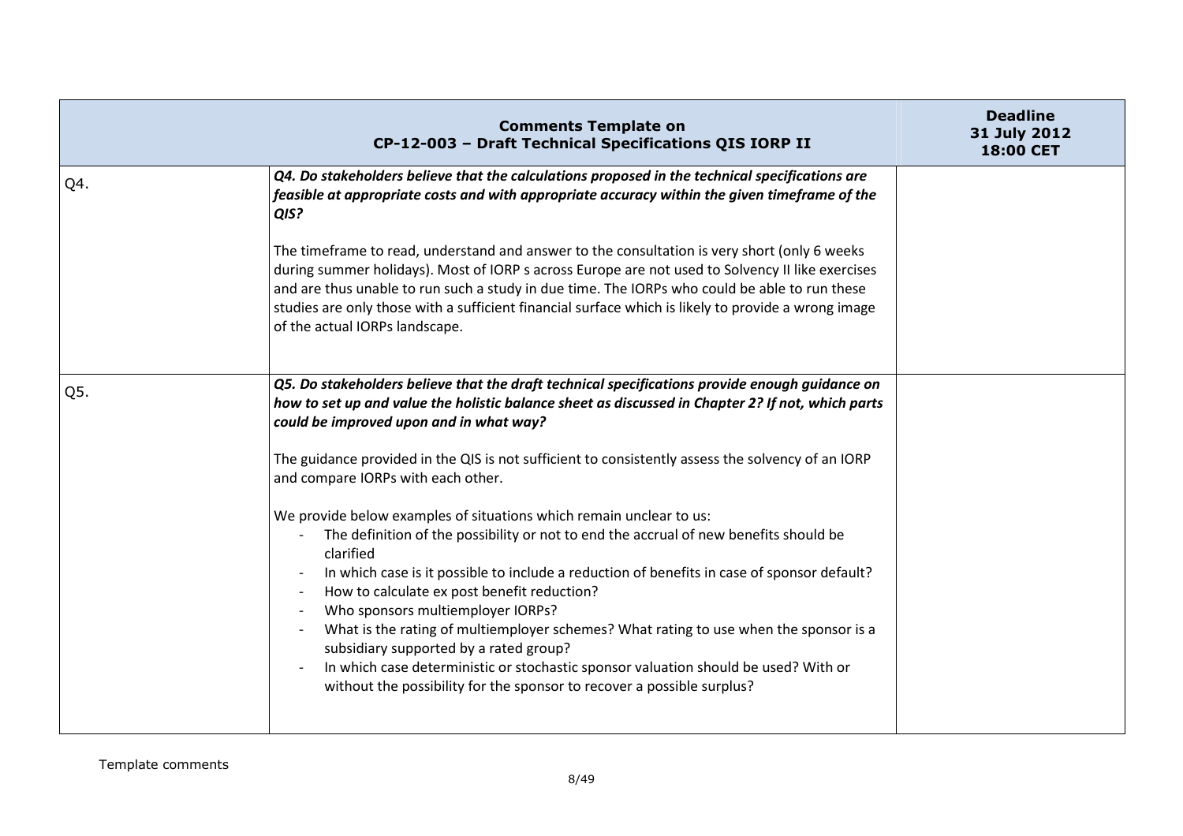| Comments Template on CP-12-003 – Draft Technical Specifications QIS IORP II | | Deadline 31 July 2012 18:00 CET |
|---|---|---|
| Q4. | ***Q4. Do stakeholders believe that the calculations proposed in the technical specifications are feasible at appropriate costs and with appropriate accuracy within the given timeframe of the QIS?***<br><br>The timeframe to read, understand and answer to the consultation is very short (only 6 weeks during summer holidays). Most of IORP s across Europe are not used to Solvency II like exercises and are thus unable to run such a study in due time. The IORPs who could be able to run these studies are only those with a sufficient financial surface which is likely to provide a wrong image of the actual IORPs landscape. | |
| Q5. | ***Q5. Do stakeholders believe that the draft technical specifications provide enough guidance on how to set up and value the holistic balance sheet as discussed in Chapter 2? If not, which parts could be improved upon and in what way?***<br><br>The guidance provided in the QIS is not sufficient to consistently assess the solvency of an IORP and compare IORPs with each other.<br><br>We provide below examples of situations which remain unclear to us:<br>- The definition of the possibility or not to end the accrual of new benefits should be clarified<br>- In which case is it possible to include a reduction of benefits in case of sponsor default?<br>- How to calculate ex post benefit reduction?<br>- Who sponsors multiemployer IORPs?<br>- What is the rating of multiemployer schemes? What rating to use when the sponsor is a subsidiary supported by a rated group?<br>- In which case deterministic or stochastic sponsor valuation should be used? With or without the possibility for the sponsor to recover a possible surplus? | |

Template comments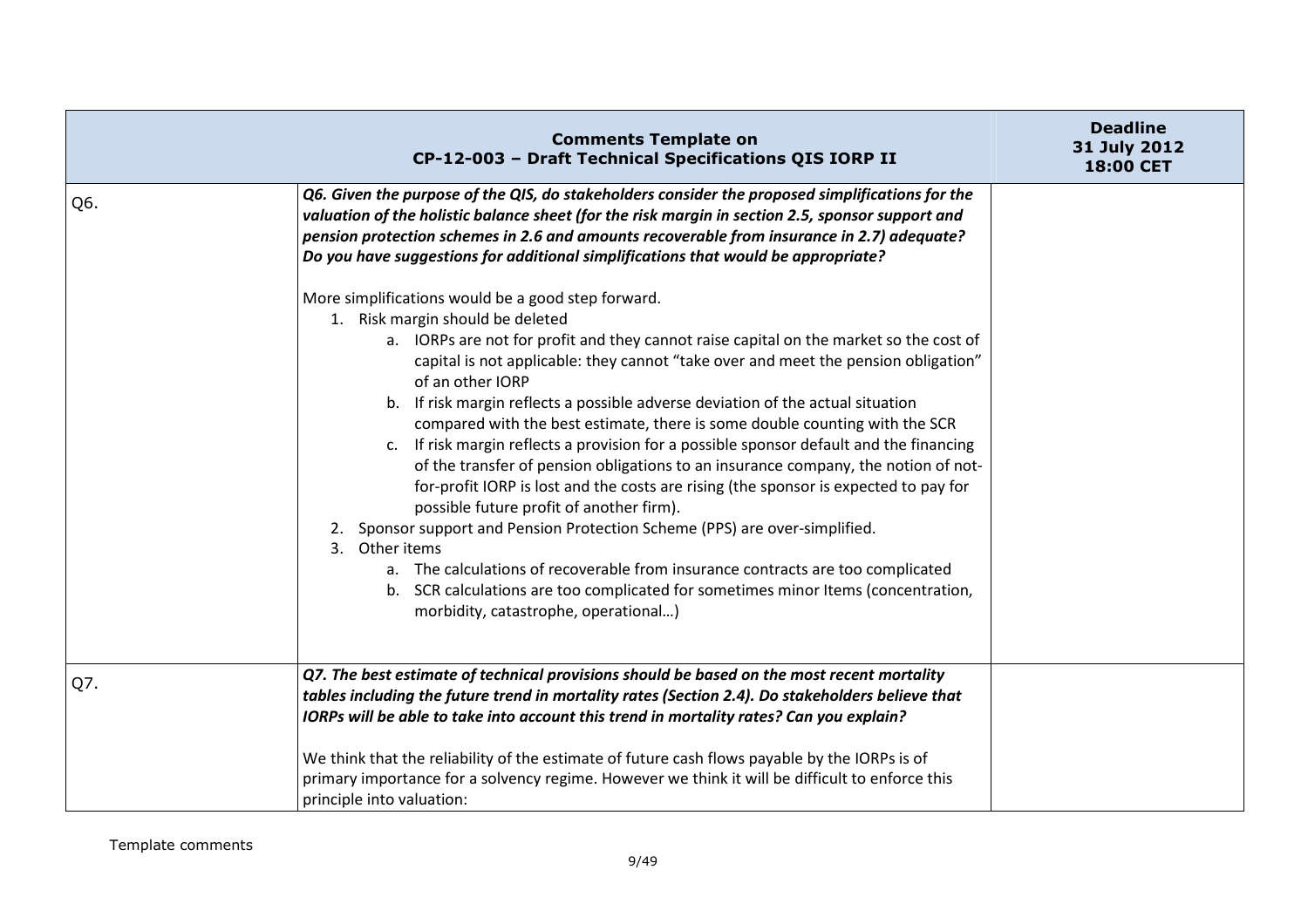| | **Comments Template on CP-12-003 – Draft Technical Specifications QIS IORP II** | **Deadline 31 July 2012 18:00 CET** |
|---|---|---|
| Q6. | ***Q6. Given the purpose of the QIS, do stakeholders consider the proposed simplifications for the valuation of the holistic balance sheet (for the risk margin in section 2.5, sponsor support and pension protection schemes in 2.6 and amounts recoverable from insurance in 2.7) adequate? Do you have suggestions for additional simplifications that would be appropriate?***<br><br>More simplifications would be a good step forward.<br>1. Risk margin should be deleted<br>&nbsp;&nbsp;&nbsp;&nbsp;a. IORPs are not for profit and they cannot raise capital on the market so the cost of capital is not applicable: they cannot "take over and meet the pension obligation" of an other IORP<br>&nbsp;&nbsp;&nbsp;&nbsp;b. If risk margin reflects a possible adverse deviation of the actual situation compared with the best estimate, there is some double counting with the SCR<br>&nbsp;&nbsp;&nbsp;&nbsp;c. If risk margin reflects a provision for a possible sponsor default and the financing of the transfer of pension obligations to an insurance company, the notion of not-for-profit IORP is lost and the costs are rising (the sponsor is expected to pay for possible future profit of another firm).<br>2. Sponsor support and Pension Protection Scheme (PPS) are over-simplified.<br>3. Other items<br>&nbsp;&nbsp;&nbsp;&nbsp;a. The calculations of recoverable from insurance contracts are too complicated<br>&nbsp;&nbsp;&nbsp;&nbsp;b. SCR calculations are too complicated for sometimes minor Items (concentration, morbidity, catastrophe, operational…) | |
| Q7. | ***Q7. The best estimate of technical provisions should be based on the most recent mortality tables including the future trend in mortality rates (Section 2.4). Do stakeholders believe that IORPs will be able to take into account this trend in mortality rates? Can you explain?***<br><br>We think that the reliability of the estimate of future cash flows payable by the IORPs is of primary importance for a solvency regime. However we think it will be difficult to enforce this principle into valuation: | |

Template comments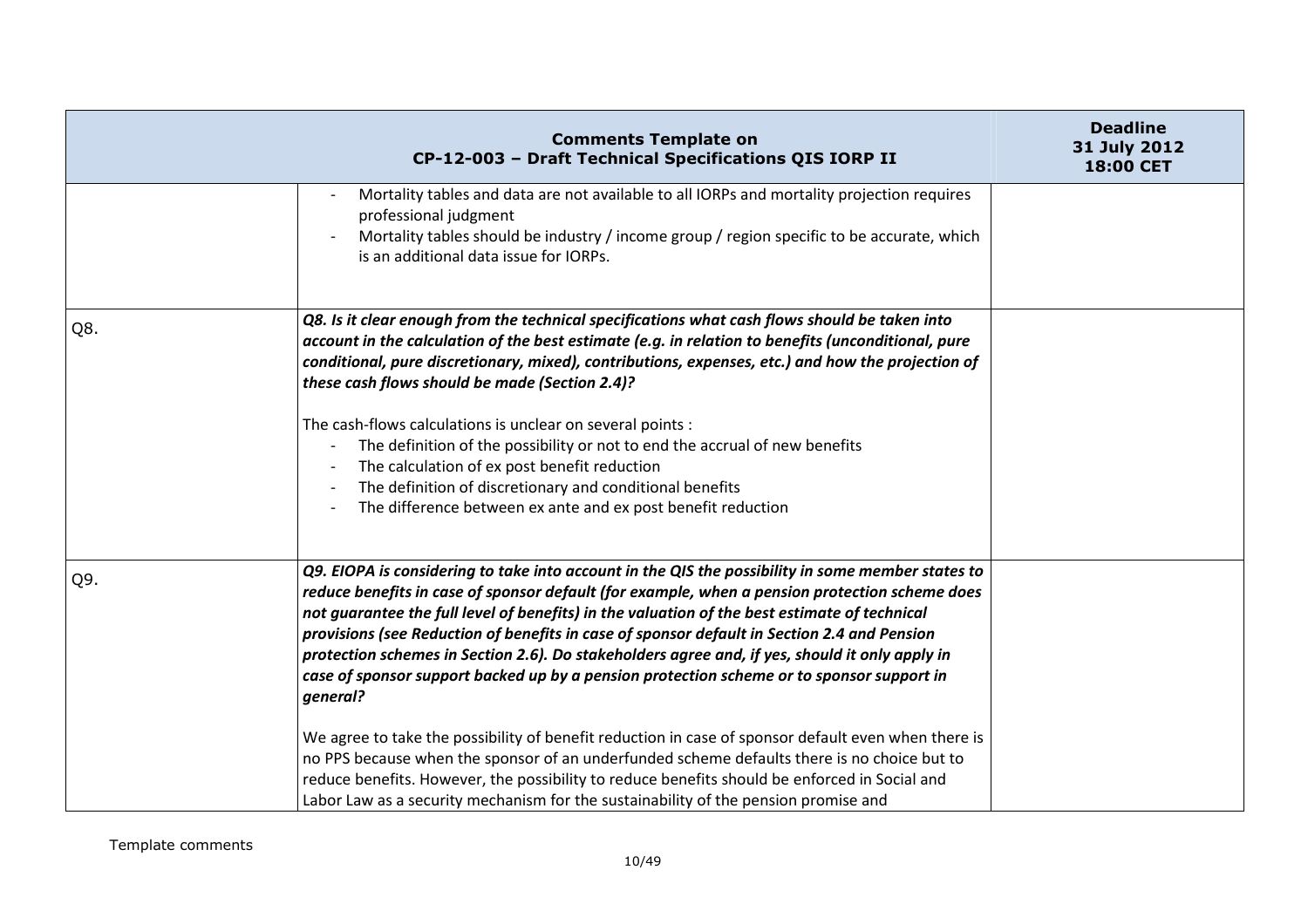| Comments Template on CP-12-003 – Draft Technical Specifications QIS IORP II | | Deadline 31 July 2012 18:00 CET |
|---|---|---|
| | - Mortality tables and data are not available to all IORPs and mortality projection requires professional judgment<br>- Mortality tables should be industry / income group / region specific to be accurate, which is an additional data issue for IORPs. | |
| Q8. | ***Q8. Is it clear enough from the technical specifications what cash flows should be taken into account in the calculation of the best estimate (e.g. in relation to benefits (unconditional, pure conditional, pure discretionary, mixed), contributions, expenses, etc.) and how the projection of these cash flows should be made (Section 2.4)?***<br><br>The cash-flows calculations is unclear on several points :<br>- The definition of the possibility or not to end the accrual of new benefits<br>- The calculation of ex post benefit reduction<br>- The definition of discretionary and conditional benefits<br>- The difference between ex ante and ex post benefit reduction | |
| Q9. | ***Q9. EIOPA is considering to take into account in the QIS the possibility in some member states to reduce benefits in case of sponsor default (for example, when a pension protection scheme does not guarantee the full level of benefits) in the valuation of the best estimate of technical provisions (see Reduction of benefits in case of sponsor default in Section 2.4 and Pension protection schemes in Section 2.6). Do stakeholders agree and, if yes, should it only apply in case of sponsor support backed up by a pension protection scheme or to sponsor support in general?***<br><br>We agree to take the possibility of benefit reduction in case of sponsor default even when there is no PPS because when the sponsor of an underfunded scheme defaults there is no choice but to reduce benefits. However, the possibility to reduce benefits should be enforced in Social and Labor Law as a security mechanism for the sustainability of the pension promise and | |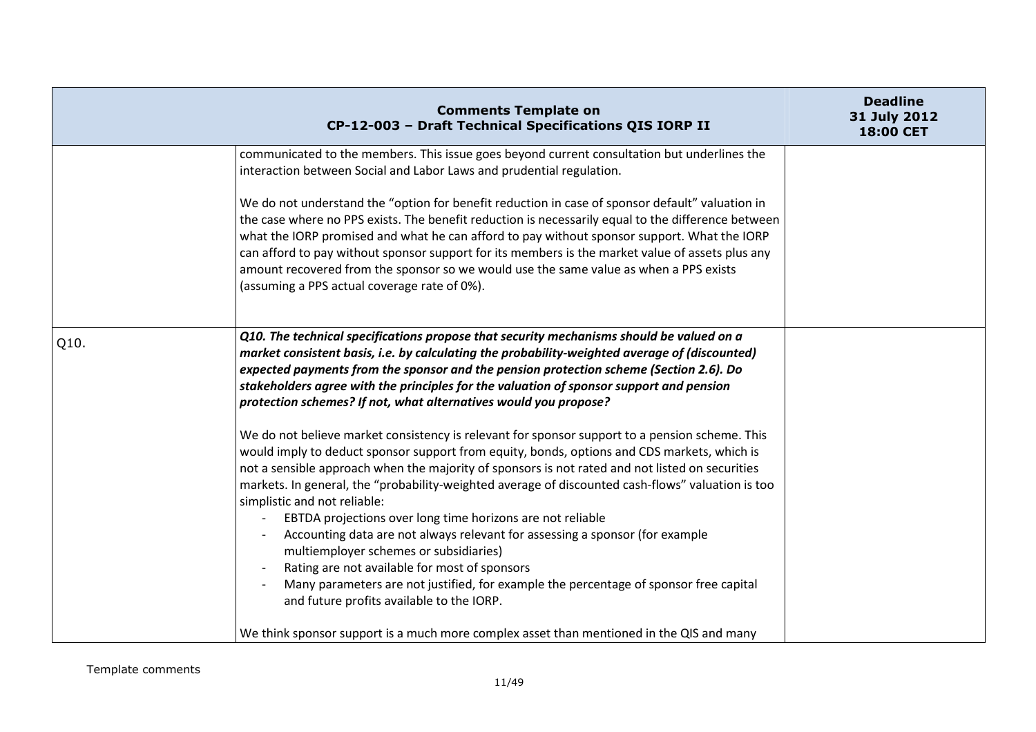| Comments Template on CP-12-003 – Draft Technical Specifications QIS IORP II | | Deadline 31 July 2012 18:00 CET |
|---|---|---|
| | communicated to the members. This issue goes beyond current consultation but underlines the interaction between Social and Labor Laws and prudential regulation.<br><br>We do not understand the "option for benefit reduction in case of sponsor default" valuation in the case where no PPS exists. The benefit reduction is necessarily equal to the difference between what the IORP promised and what he can afford to pay without sponsor support. What the IORP can afford to pay without sponsor support for its members is the market value of assets plus any amount recovered from the sponsor so we would use the same value as when a PPS exists (assuming a PPS actual coverage rate of 0%). | |
| Q10. | ***Q10. The technical specifications propose that security mechanisms should be valued on a market consistent basis, i.e. by calculating the probability-weighted average of (discounted) expected payments from the sponsor and the pension protection scheme (Section 2.6). Do stakeholders agree with the principles for the valuation of sponsor support and pension protection schemes? If not, what alternatives would you propose?***<br><br>We do not believe market consistency is relevant for sponsor support to a pension scheme. This would imply to deduct sponsor support from equity, bonds, options and CDS markets, which is not a sensible approach when the majority of sponsors is not rated and not listed on securities markets. In general, the "probability-weighted average of discounted cash-flows" valuation is too simplistic and not reliable:<br>- EBTDA projections over long time horizons are not reliable<br>- Accounting data are not always relevant for assessing a sponsor (for example multiemployer schemes or subsidiaries)<br>- Rating are not available for most of sponsors<br>- Many parameters are not justified, for example the percentage of sponsor free capital and future profits available to the IORP.<br><br>We think sponsor support is a much more complex asset than mentioned in the QIS and many | |

Template comments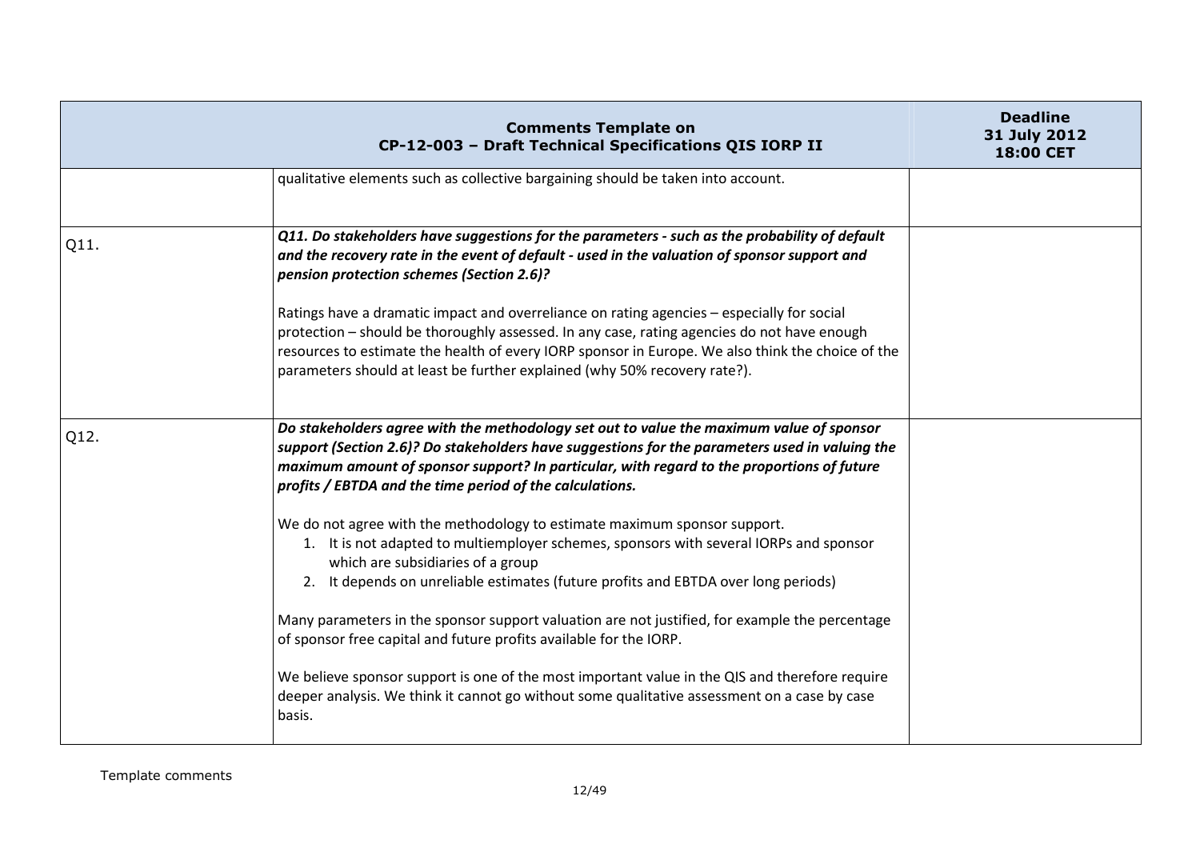| Comments Template on CP-12-003 – Draft Technical Specifications QIS IORP II | | Deadline 31 July 2012 18:00 CET |
|---|---|---|
| | qualitative elements such as collective bargaining should be taken into account. | |
| Q11. | ***Q11. Do stakeholders have suggestions for the parameters - such as the probability of default and the recovery rate in the event of default - used in the valuation of sponsor support and pension protection schemes (Section 2.6)?***<br><br>Ratings have a dramatic impact and overreliance on rating agencies – especially for social protection – should be thoroughly assessed. In any case, rating agencies do not have enough resources to estimate the health of every IORP sponsor in Europe. We also think the choice of the parameters should at least be further explained (why 50% recovery rate?). | |
| Q12. | ***Do stakeholders agree with the methodology set out to value the maximum value of sponsor support (Section 2.6)? Do stakeholders have suggestions for the parameters used in valuing the maximum amount of sponsor support? In particular, with regard to the proportions of future profits / EBTDA and the time period of the calculations.***<br><br>We do not agree with the methodology to estimate maximum sponsor support.<br>1. It is not adapted to multiemployer schemes, sponsors with several IORPs and sponsor which are subsidiaries of a group<br>2. It depends on unreliable estimates (future profits and EBTDA over long periods)<br><br>Many parameters in the sponsor support valuation are not justified, for example the percentage of sponsor free capital and future profits available for the IORP.<br><br>We believe sponsor support is one of the most important value in the QIS and therefore require deeper analysis. We think it cannot go without some qualitative assessment on a case by case basis. | |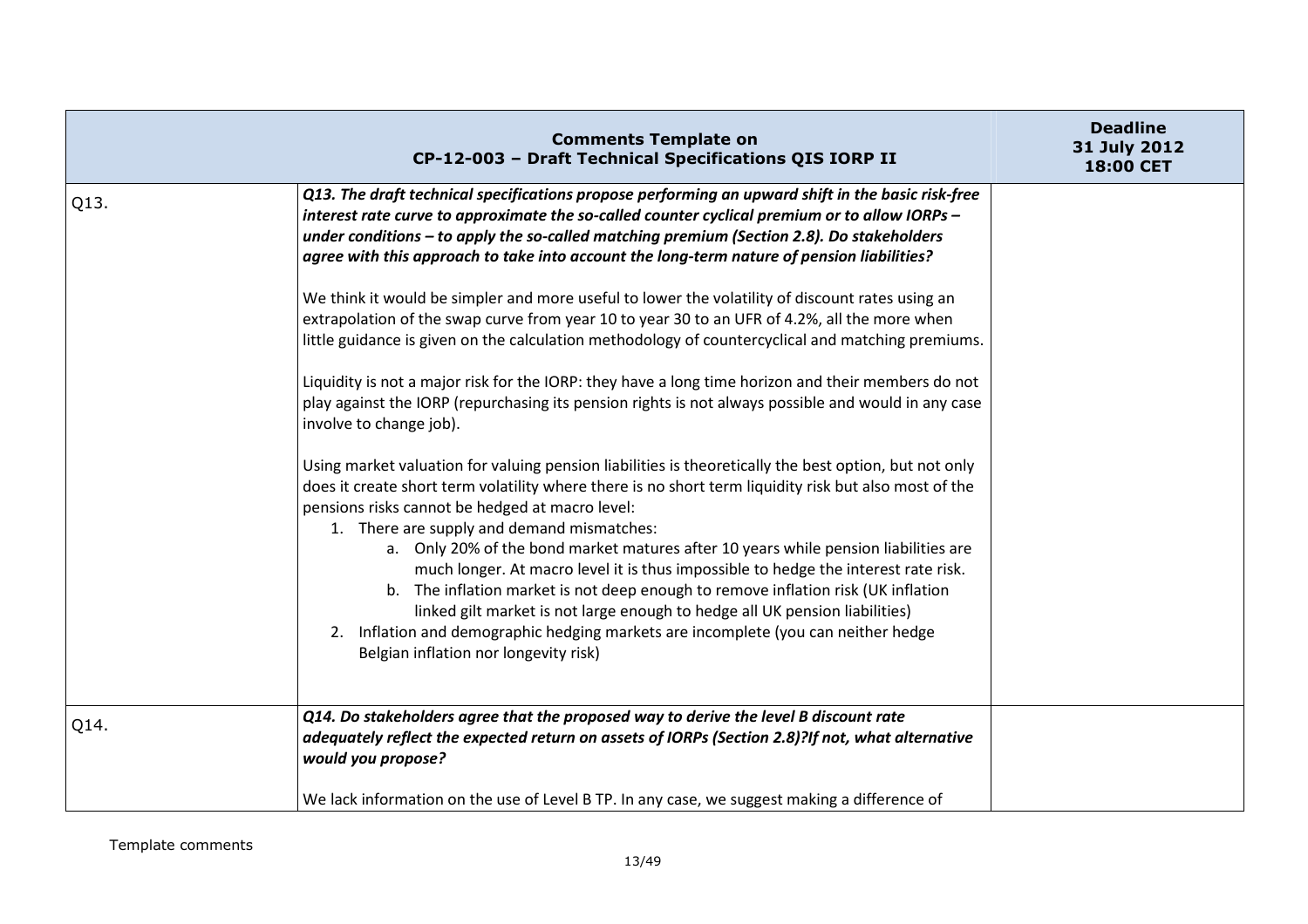| Comments Template on CP-12-003 – Draft Technical Specifications QIS IORP II | | Deadline 31 July 2012 18:00 CET |
|---|---|---|
| Q13. | ***Q13. The draft technical specifications propose performing an upward shift in the basic risk-free interest rate curve to approximate the so-called counter cyclical premium or to allow IORPs – under conditions – to apply the so-called matching premium (Section 2.8). Do stakeholders agree with this approach to take into account the long-term nature of pension liabilities?***<br><br>We think it would be simpler and more useful to lower the volatility of discount rates using an extrapolation of the swap curve from year 10 to year 30 to an UFR of 4.2%, all the more when little guidance is given on the calculation methodology of countercyclical and matching premiums.<br><br>Liquidity is not a major risk for the IORP: they have a long time horizon and their members do not play against the IORP (repurchasing its pension rights is not always possible and would in any case involve to change job).<br><br>Using market valuation for valuing pension liabilities is theoretically the best option, but not only does it create short term volatility where there is no short term liquidity risk but also most of the pensions risks cannot be hedged at macro level:<br>1. There are supply and demand mismatches:<br>a. Only 20% of the bond market matures after 10 years while pension liabilities are much longer. At macro level it is thus impossible to hedge the interest rate risk.<br>b. The inflation market is not deep enough to remove inflation risk (UK inflation linked gilt market is not large enough to hedge all UK pension liabilities)<br>2. Inflation and demographic hedging markets are incomplete (you can neither hedge Belgian inflation nor longevity risk) | |
| Q14. | ***Q14. Do stakeholders agree that the proposed way to derive the level B discount rate adequately reflect the expected return on assets of IORPs (Section 2.8)?If not, what alternative would you propose?***<br><br>We lack information on the use of Level B TP. In any case, we suggest making a difference of | |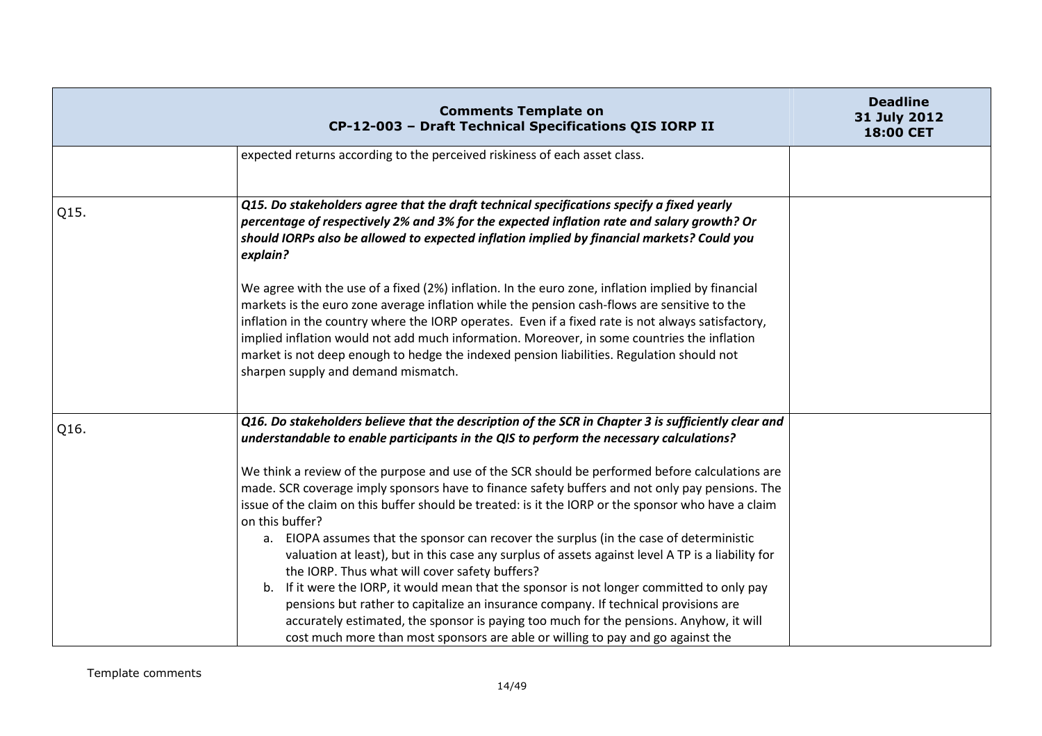| Comments Template on CP-12-003 – Draft Technical Specifications QIS IORP II | | Deadline 31 July 2012 18:00 CET |
|---|---|---|
| | expected returns according to the perceived riskiness of each asset class. | |
| Q15. | ***Q15. Do stakeholders agree that the draft technical specifications specify a fixed yearly percentage of respectively 2% and 3% for the expected inflation rate and salary growth? Or should IORPs also be allowed to expected inflation implied by financial markets? Could you explain?***<br><br>We agree with the use of a fixed (2%) inflation. In the euro zone, inflation implied by financial markets is the euro zone average inflation while the pension cash-flows are sensitive to the inflation in the country where the IORP operates. Even if a fixed rate is not always satisfactory, implied inflation would not add much information. Moreover, in some countries the inflation market is not deep enough to hedge the indexed pension liabilities. Regulation should not sharpen supply and demand mismatch. | |
| Q16. | ***Q16. Do stakeholders believe that the description of the SCR in Chapter 3 is sufficiently clear and understandable to enable participants in the QIS to perform the necessary calculations?***<br><br>We think a review of the purpose and use of the SCR should be performed before calculations are made. SCR coverage imply sponsors have to finance safety buffers and not only pay pensions. The issue of the claim on this buffer should be treated: is it the IORP or the sponsor who have a claim on this buffer?<br>a. EIOPA assumes that the sponsor can recover the surplus (in the case of deterministic valuation at least), but in this case any surplus of assets against level A TP is a liability for the IORP. Thus what will cover safety buffers?<br>b. If it were the IORP, it would mean that the sponsor is not longer committed to only pay pensions but rather to capitalize an insurance company. If technical provisions are accurately estimated, the sponsor is paying too much for the pensions. Anyhow, it will cost much more than most sponsors are able or willing to pay and go against the | |

Template comments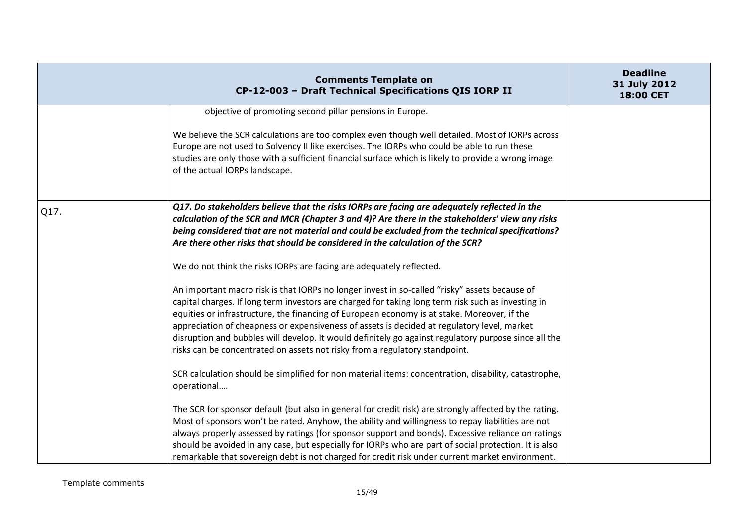| Comments Template on CP-12-003 – Draft Technical Specifications QIS IORP II | | Deadline 31 July 2012 18:00 CET |
|---|---|---|
| | objective of promoting second pillar pensions in Europe.<br><br>We believe the SCR calculations are too complex even though well detailed. Most of IORPs across Europe are not used to Solvency II like exercises. The IORPs who could be able to run these studies are only those with a sufficient financial surface which is likely to provide a wrong image of the actual IORPs landscape. | |
| Q17. | ***Q17. Do stakeholders believe that the risks IORPs are facing are adequately reflected in the calculation of the SCR and MCR (Chapter 3 and 4)? Are there in the stakeholders' view any risks being considered that are not material and could be excluded from the technical specifications? Are there other risks that should be considered in the calculation of the SCR?***<br><br>We do not think the risks IORPs are facing are adequately reflected.<br><br>An important macro risk is that IORPs no longer invest in so-called "risky" assets because of capital charges. If long term investors are charged for taking long term risk such as investing in equities or infrastructure, the financing of European economy is at stake. Moreover, if the appreciation of cheapness or expensiveness of assets is decided at regulatory level, market disruption and bubbles will develop. It would definitely go against regulatory purpose since all the risks can be concentrated on assets not risky from a regulatory standpoint.<br><br>SCR calculation should be simplified for non material items: concentration, disability, catastrophe, operational….<br><br>The SCR for sponsor default (but also in general for credit risk) are strongly affected by the rating. Most of sponsors won't be rated. Anyhow, the ability and willingness to repay liabilities are not always properly assessed by ratings (for sponsor support and bonds). Excessive reliance on ratings should be avoided in any case, but especially for IORPs who are part of social protection. It is also remarkable that sovereign debt is not charged for credit risk under current market environment. | |

Template comments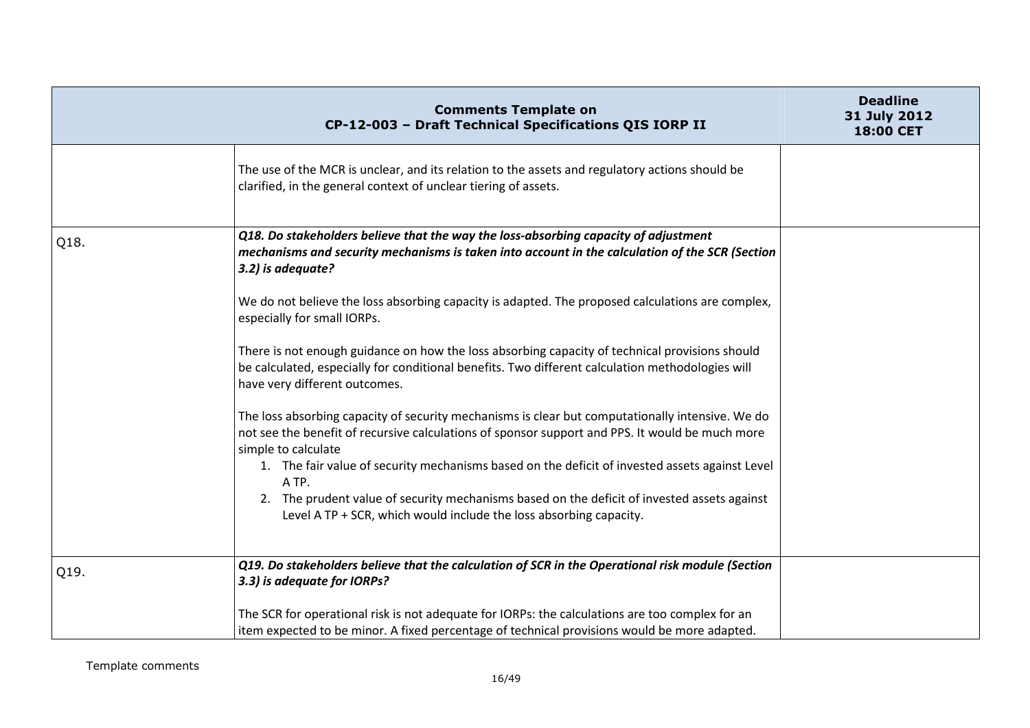| | Comments Template on CP-12-003 – Draft Technical Specifications QIS IORP II | Deadline 31 July 2012 18:00 CET |
|---|---|---|
| | The use of the MCR is unclear, and its relation to the assets and regulatory actions should be clarified, in the general context of unclear tiering of assets. | |
| Q18. | ***Q18. Do stakeholders believe that the way the loss-absorbing capacity of adjustment mechanisms and security mechanisms is taken into account in the calculation of the SCR (Section 3.2) is adequate?*** <br><br> We do not believe the loss absorbing capacity is adapted. The proposed calculations are complex, especially for small IORPs. <br><br> There is not enough guidance on how the loss absorbing capacity of technical provisions should be calculated, especially for conditional benefits. Two different calculation methodologies will have very different outcomes. <br><br> The loss absorbing capacity of security mechanisms is clear but computationally intensive. We do not see the benefit of recursive calculations of sponsor support and PPS. It would be much more simple to calculate <br> 1. The fair value of security mechanisms based on the deficit of invested assets against Level A TP. <br> 2. The prudent value of security mechanisms based on the deficit of invested assets against Level A TP + SCR, which would include the loss absorbing capacity. | |
| Q19. | ***Q19. Do stakeholders believe that the calculation of SCR in the Operational risk module (Section 3.3) is adequate for IORPs?*** <br><br> The SCR for operational risk is not adequate for IORPs: the calculations are too complex for an item expected to be minor. A fixed percentage of technical provisions would be more adapted. | |

Template comments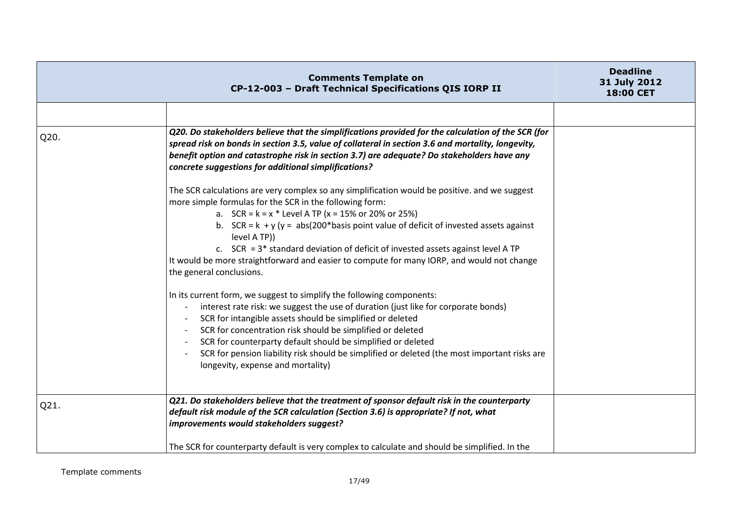| Comments Template on CP-12-003 – Draft Technical Specifications QIS IORP II | | Deadline 31 July 2012 18:00 CET |
|---|---|---|
| | | |
| Q20. | ***Q20. Do stakeholders believe that the simplifications provided for the calculation of the SCR (for spread risk on bonds in section 3.5, value of collateral in section 3.6 and mortality, longevity, benefit option and catastrophe risk in section 3.7) are adequate? Do stakeholders have any concrete suggestions for additional simplifications?*** <br><br> The SCR calculations are very complex so any simplification would be positive. and we suggest more simple formulas for the SCR in the following form: <br> a. SCR = k = x * Level A TP (x = 15% or 20% or 25%) <br> b. SCR = k + y (y = abs(200*basis point value of deficit of invested assets against level A TP)) <br> c. SCR = 3* standard deviation of deficit of invested assets against level A TP <br> It would be more straightforward and easier to compute for many IORP, and would not change the general conclusions. <br><br> In its current form, we suggest to simplify the following components: <br> - interest rate risk: we suggest the use of duration (just like for corporate bonds) <br> - SCR for intangible assets should be simplified or deleted <br> - SCR for concentration risk should be simplified or deleted <br> - SCR for counterparty default should be simplified or deleted <br> - SCR for pension liability risk should be simplified or deleted (the most important risks are longevity, expense and mortality) | |
| Q21. | ***Q21. Do stakeholders believe that the treatment of sponsor default risk in the counterparty default risk module of the SCR calculation (Section 3.6) is appropriate? If not, what improvements would stakeholders suggest?*** <br><br> The SCR for counterparty default is very complex to calculate and should be simplified. In the | |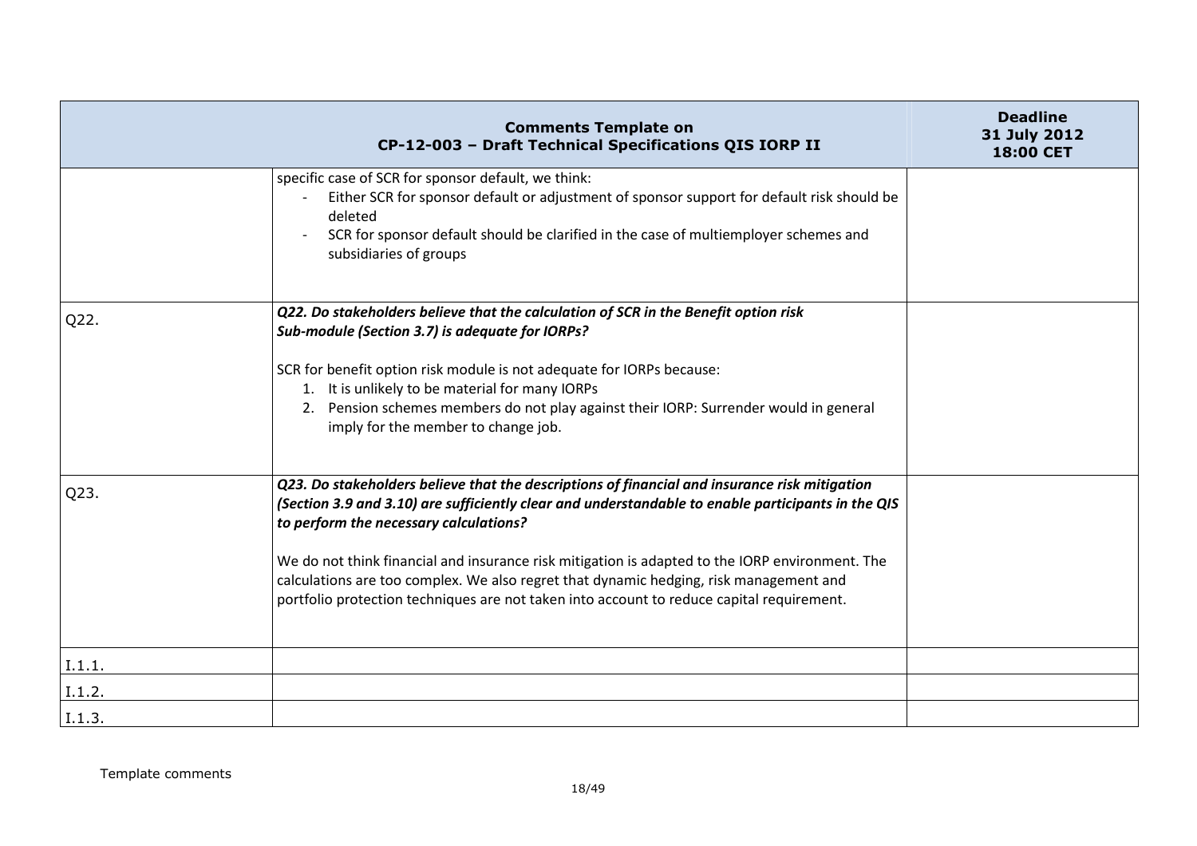| Comments Template on CP-12-003 – Draft Technical Specifications QIS IORP II | | Deadline 31 July 2012 18:00 CET |
|---|---|---|
| | specific case of SCR for sponsor default, we think:<br>- Either SCR for sponsor default or adjustment of sponsor support for default risk should be deleted<br>- SCR for sponsor default should be clarified in the case of multiemployer schemes and subsidiaries of groups | |
| Q22. | ***Q22. Do stakeholders believe that the calculation of SCR in the Benefit option risk Sub-module (Section 3.7) is adequate for IORPs?***<br><br>SCR for benefit option risk module is not adequate for IORPs because:<br>1. It is unlikely to be material for many IORPs<br>2. Pension schemes members do not play against their IORP: Surrender would in general imply for the member to change job. | |
| Q23. | ***Q23. Do stakeholders believe that the descriptions of financial and insurance risk mitigation (Section 3.9 and 3.10) are sufficiently clear and understandable to enable participants in the QIS to perform the necessary calculations?***<br><br>We do not think financial and insurance risk mitigation is adapted to the IORP environment. The calculations are too complex. We also regret that dynamic hedging, risk management and portfolio protection techniques are not taken into account to reduce capital requirement. | |
| I.1.1. | | |
| I.1.2. | | |
| I.1.3. | | |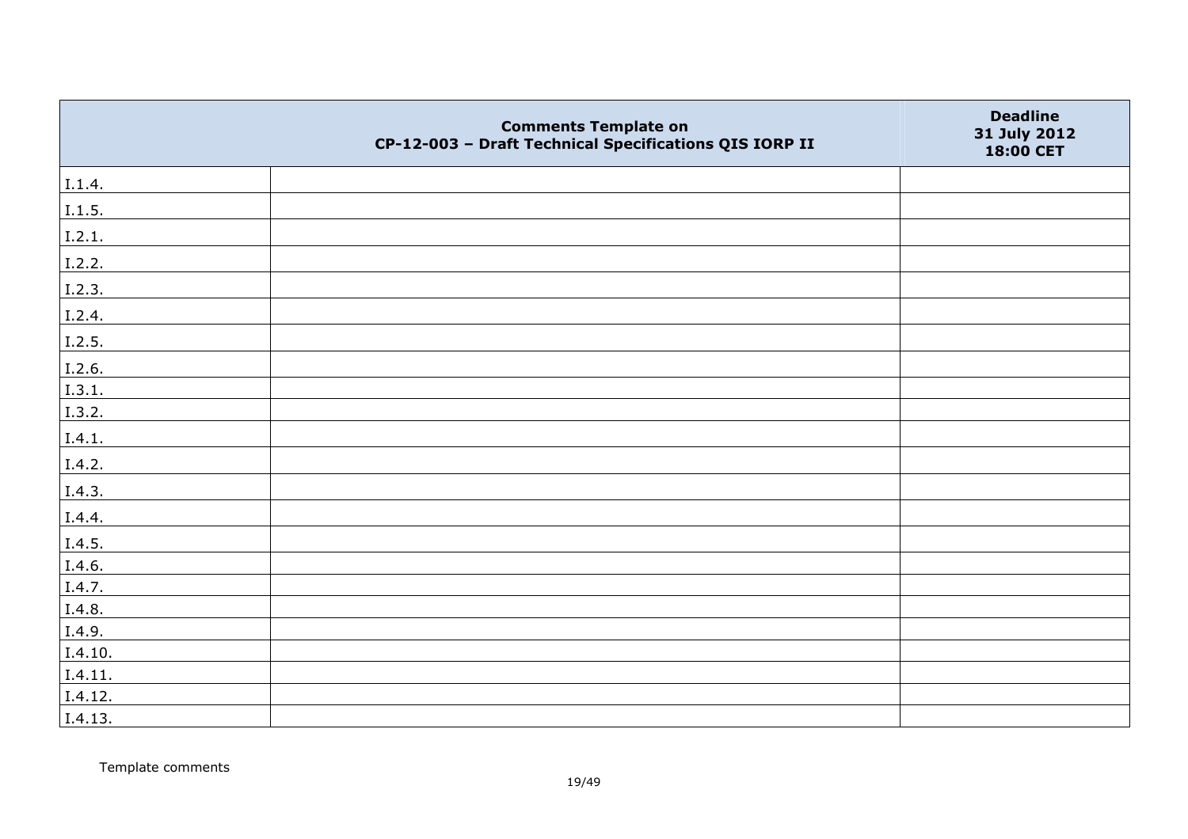|  | Comments Template on CP-12-003 – Draft Technical Specifications QIS IORP II | Deadline 31 July 2012 18:00 CET |
|---|---|---|
| I.1.4. |  |  |
| I.1.5. |  |  |
| I.2.1. |  |  |
| I.2.2. |  |  |
| I.2.3. |  |  |
| I.2.4. |  |  |
| I.2.5. |  |  |
| I.2.6. |  |  |
| I.3.1. |  |  |
| I.3.2. |  |  |
| I.4.1. |  |  |
| I.4.2. |  |  |
| I.4.3. |  |  |
| I.4.4. |  |  |
| I.4.5. |  |  |
| I.4.6. |  |  |
| I.4.7. |  |  |
| I.4.8. |  |  |
| I.4.9. |  |  |
| I.4.10. |  |  |
| I.4.11. |  |  |
| I.4.12. |  |  |
| I.4.13. |  |  |

Template comments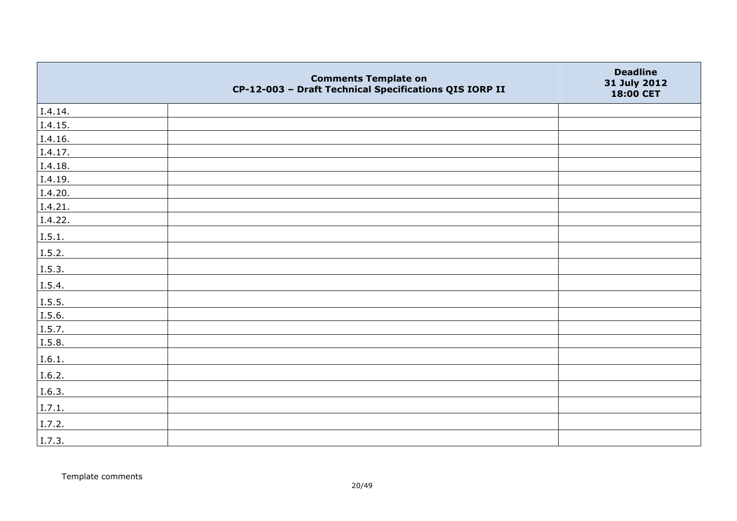| | Comments Template on CP-12-003 – Draft Technical Specifications QIS IORP II | Deadline 31 July 2012 18:00 CET |
|---|---|---|
| I.4.14. | | |
| I.4.15. | | |
| I.4.16. | | |
| I.4.17. | | |
| I.4.18. | | |
| I.4.19. | | |
| I.4.20. | | |
| I.4.21. | | |
| I.4.22. | | |
| I.5.1. | | |
| I.5.2. | | |
| I.5.3. | | |
| I.5.4. | | |
| I.5.5. | | |
| I.5.6. | | |
| I.5.7. | | |
| I.5.8. | | |
| I.6.1. | | |
| I.6.2. | | |
| I.6.3. | | |
| I.7.1. | | |
| I.7.2. | | |
| I.7.3. | | |

Template comments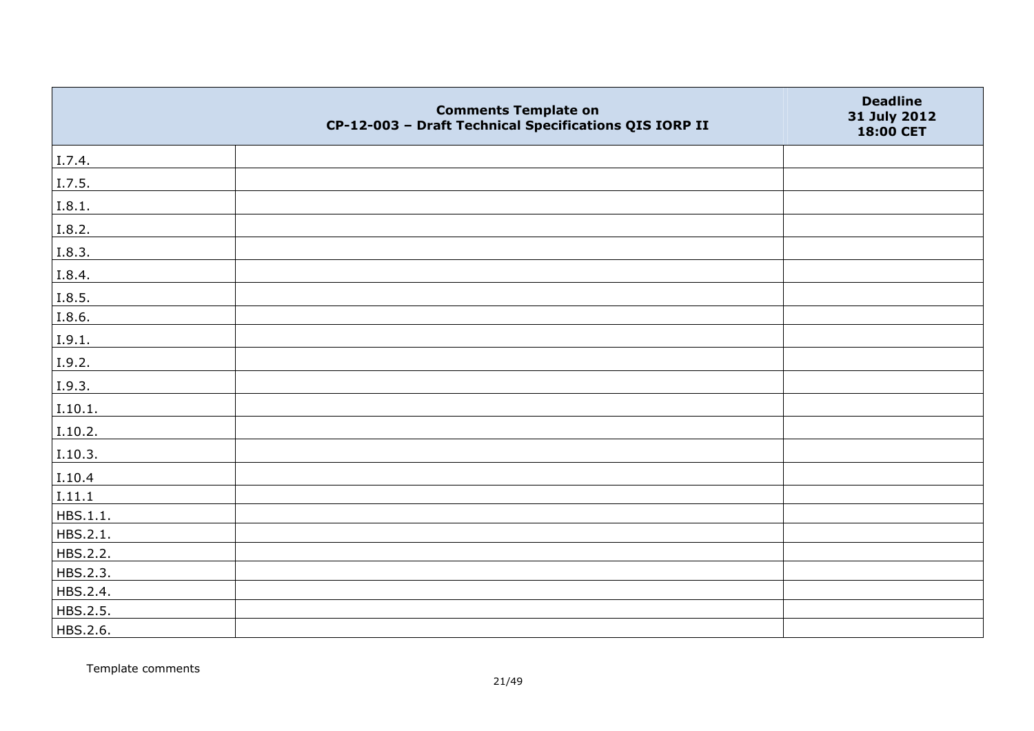| | Comments Template on CP-12-003 – Draft Technical Specifications QIS IORP II | Deadline 31 July 2012 18:00 CET |
|---|---|---|
| I.7.4. | | |
| I.7.5. | | |
| I.8.1. | | |
| I.8.2. | | |
| I.8.3. | | |
| I.8.4. | | |
| I.8.5. | | |
| I.8.6. | | |
| I.9.1. | | |
| I.9.2. | | |
| I.9.3. | | |
| I.10.1. | | |
| I.10.2. | | |
| I.10.3. | | |
| I.10.4 | | |
| I.11.1 | | |
| HBS.1.1. | | |
| HBS.2.1. | | |
| HBS.2.2. | | |
| HBS.2.3. | | |
| HBS.2.4. | | |
| HBS.2.5. | | |
| HBS.2.6. | | |

Template comments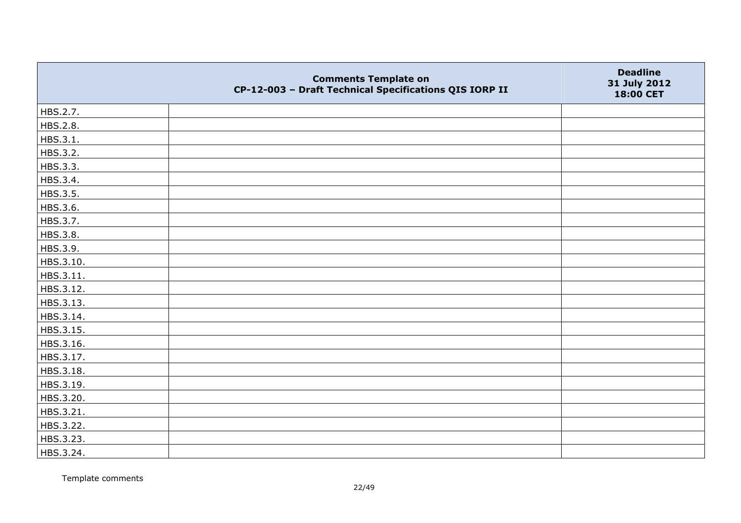| | Comments Template on CP-12-003 – Draft Technical Specifications QIS IORP II | Deadline 31 July 2012 18:00 CET |
|---|---|---|
| HBS.2.7. | | |
| HBS.2.8. | | |
| HBS.3.1. | | |
| HBS.3.2. | | |
| HBS.3.3. | | |
| HBS.3.4. | | |
| HBS.3.5. | | |
| HBS.3.6. | | |
| HBS.3.7. | | |
| HBS.3.8. | | |
| HBS.3.9. | | |
| HBS.3.10. | | |
| HBS.3.11. | | |
| HBS.3.12. | | |
| HBS.3.13. | | |
| HBS.3.14. | | |
| HBS.3.15. | | |
| HBS.3.16. | | |
| HBS.3.17. | | |
| HBS.3.18. | | |
| HBS.3.19. | | |
| HBS.3.20. | | |
| HBS.3.21. | | |
| HBS.3.22. | | |
| HBS.3.23. | | |
| HBS.3.24. | | |

Template comments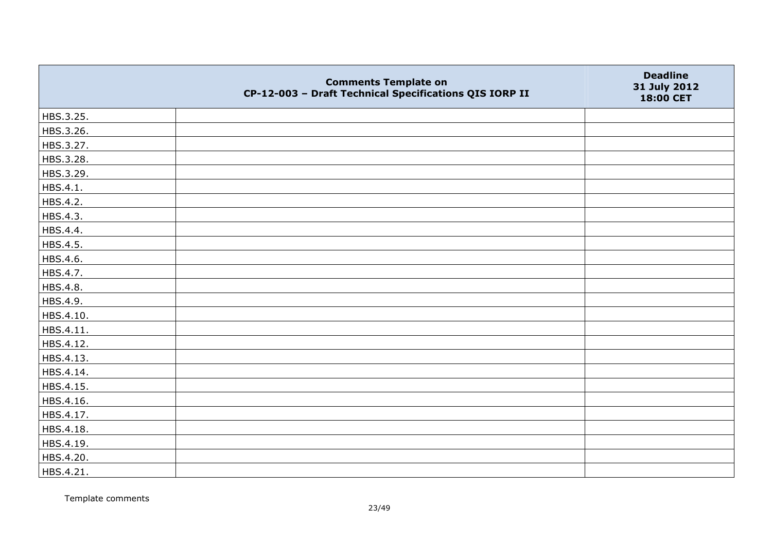|  | Comments Template on CP-12-003 – Draft Technical Specifications QIS IORP II | Deadline 31 July 2012 18:00 CET |
|---|---|---|
| HBS.3.25. | | |
| HBS.3.26. | | |
| HBS.3.27. | | |
| HBS.3.28. | | |
| HBS.3.29. | | |
| HBS.4.1. | | |
| HBS.4.2. | | |
| HBS.4.3. | | |
| HBS.4.4. | | |
| HBS.4.5. | | |
| HBS.4.6. | | |
| HBS.4.7. | | |
| HBS.4.8. | | |
| HBS.4.9. | | |
| HBS.4.10. | | |
| HBS.4.11. | | |
| HBS.4.12. | | |
| HBS.4.13. | | |
| HBS.4.14. | | |
| HBS.4.15. | | |
| HBS.4.16. | | |
| HBS.4.17. | | |
| HBS.4.18. | | |
| HBS.4.19. | | |
| HBS.4.20. | | |
| HBS.4.21. | | |

Template comments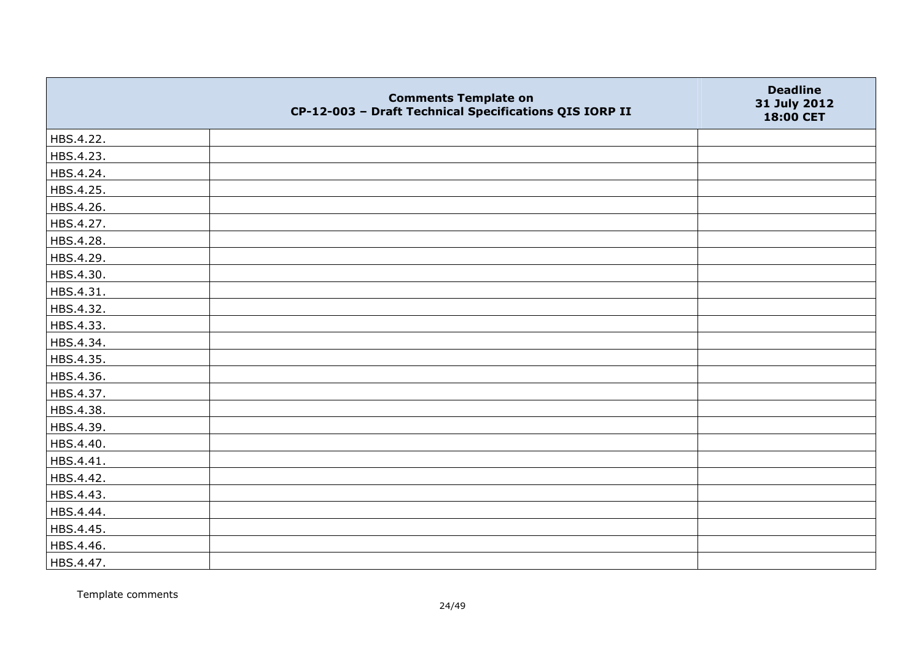|  | Comments Template on CP-12-003 – Draft Technical Specifications QIS IORP II | Deadline 31 July 2012 18:00 CET |
|---|---|---|
| HBS.4.22. | | |
| HBS.4.23. | | |
| HBS.4.24. | | |
| HBS.4.25. | | |
| HBS.4.26. | | |
| HBS.4.27. | | |
| HBS.4.28. | | |
| HBS.4.29. | | |
| HBS.4.30. | | |
| HBS.4.31. | | |
| HBS.4.32. | | |
| HBS.4.33. | | |
| HBS.4.34. | | |
| HBS.4.35. | | |
| HBS.4.36. | | |
| HBS.4.37. | | |
| HBS.4.38. | | |
| HBS.4.39. | | |
| HBS.4.40. | | |
| HBS.4.41. | | |
| HBS.4.42. | | |
| HBS.4.43. | | |
| HBS.4.44. | | |
| HBS.4.45. | | |
| HBS.4.46. | | |
| HBS.4.47. | | |

Template comments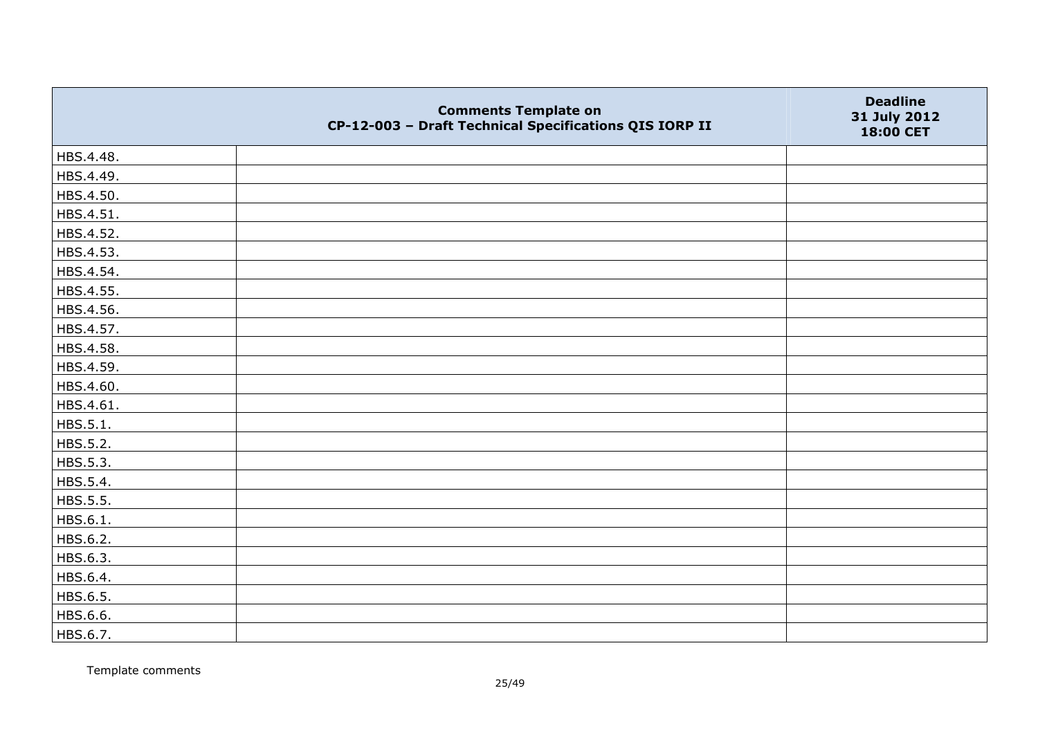| | Comments Template on CP-12-003 – Draft Technical Specifications QIS IORP II | Deadline 31 July 2012 18:00 CET |
|---|---|---|
| HBS.4.48. | | |
| HBS.4.49. | | |
| HBS.4.50. | | |
| HBS.4.51. | | |
| HBS.4.52. | | |
| HBS.4.53. | | |
| HBS.4.54. | | |
| HBS.4.55. | | |
| HBS.4.56. | | |
| HBS.4.57. | | |
| HBS.4.58. | | |
| HBS.4.59. | | |
| HBS.4.60. | | |
| HBS.4.61. | | |
| HBS.5.1. | | |
| HBS.5.2. | | |
| HBS.5.3. | | |
| HBS.5.4. | | |
| HBS.5.5. | | |
| HBS.6.1. | | |
| HBS.6.2. | | |
| HBS.6.3. | | |
| HBS.6.4. | | |
| HBS.6.5. | | |
| HBS.6.6. | | |
| HBS.6.7. | | |

Template comments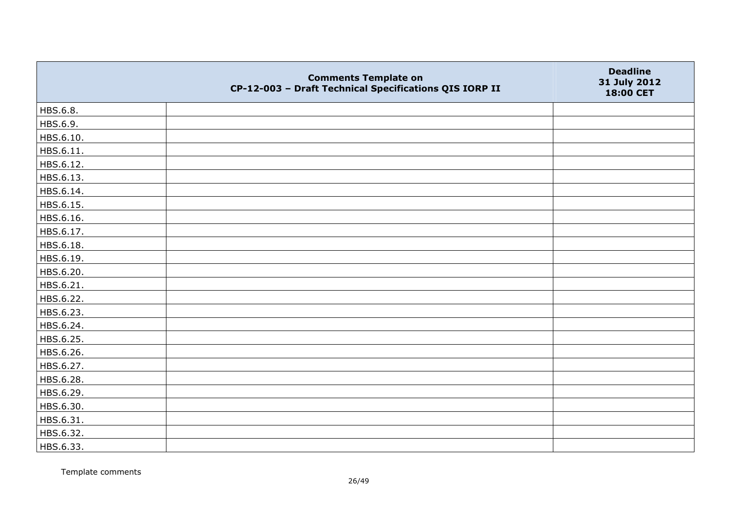| | Comments Template on CP-12-003 – Draft Technical Specifications QIS IORP II | Deadline 31 July 2012 18:00 CET |
|---|---|---|
| HBS.6.8. | | |
| HBS.6.9. | | |
| HBS.6.10. | | |
| HBS.6.11. | | |
| HBS.6.12. | | |
| HBS.6.13. | | |
| HBS.6.14. | | |
| HBS.6.15. | | |
| HBS.6.16. | | |
| HBS.6.17. | | |
| HBS.6.18. | | |
| HBS.6.19. | | |
| HBS.6.20. | | |
| HBS.6.21. | | |
| HBS.6.22. | | |
| HBS.6.23. | | |
| HBS.6.24. | | |
| HBS.6.25. | | |
| HBS.6.26. | | |
| HBS.6.27. | | |
| HBS.6.28. | | |
| HBS.6.29. | | |
| HBS.6.30. | | |
| HBS.6.31. | | |
| HBS.6.32. | | |
| HBS.6.33. | | |

Template comments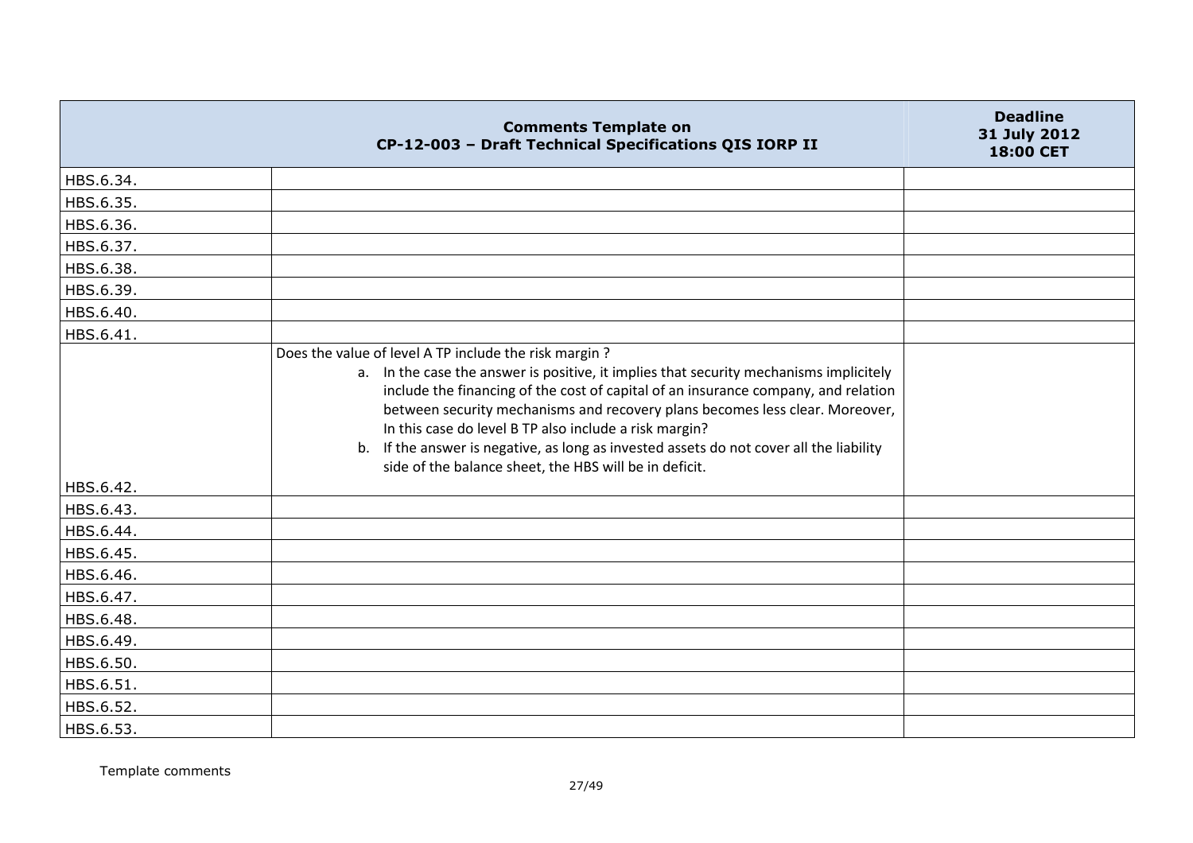| Comments Template on CP-12-003 – Draft Technical Specifications QIS IORP II | | Deadline 31 July 2012 18:00 CET |
|---|---|---|
| HBS.6.34. | | |
| HBS.6.35. | | |
| HBS.6.36. | | |
| HBS.6.37. | | |
| HBS.6.38. | | |
| HBS.6.39. | | |
| HBS.6.40. | | |
| HBS.6.41. | | |
| HBS.6.42. | Does the value of level A TP include the risk margin ?<br>a. In the case the answer is positive, it implies that security mechanisms implicitely include the financing of the cost of capital of an insurance company, and relation between security mechanisms and recovery plans becomes less clear. Moreover, In this case do level B TP also include a risk margin?<br>b. If the answer is negative, as long as invested assets do not cover all the liability side of the balance sheet, the HBS will be in deficit. | |
| HBS.6.43. | | |
| HBS.6.44. | | |
| HBS.6.45. | | |
| HBS.6.46. | | |
| HBS.6.47. | | |
| HBS.6.48. | | |
| HBS.6.49. | | |
| HBS.6.50. | | |
| HBS.6.51. | | |
| HBS.6.52. | | |
| HBS.6.53. | | |

Template comments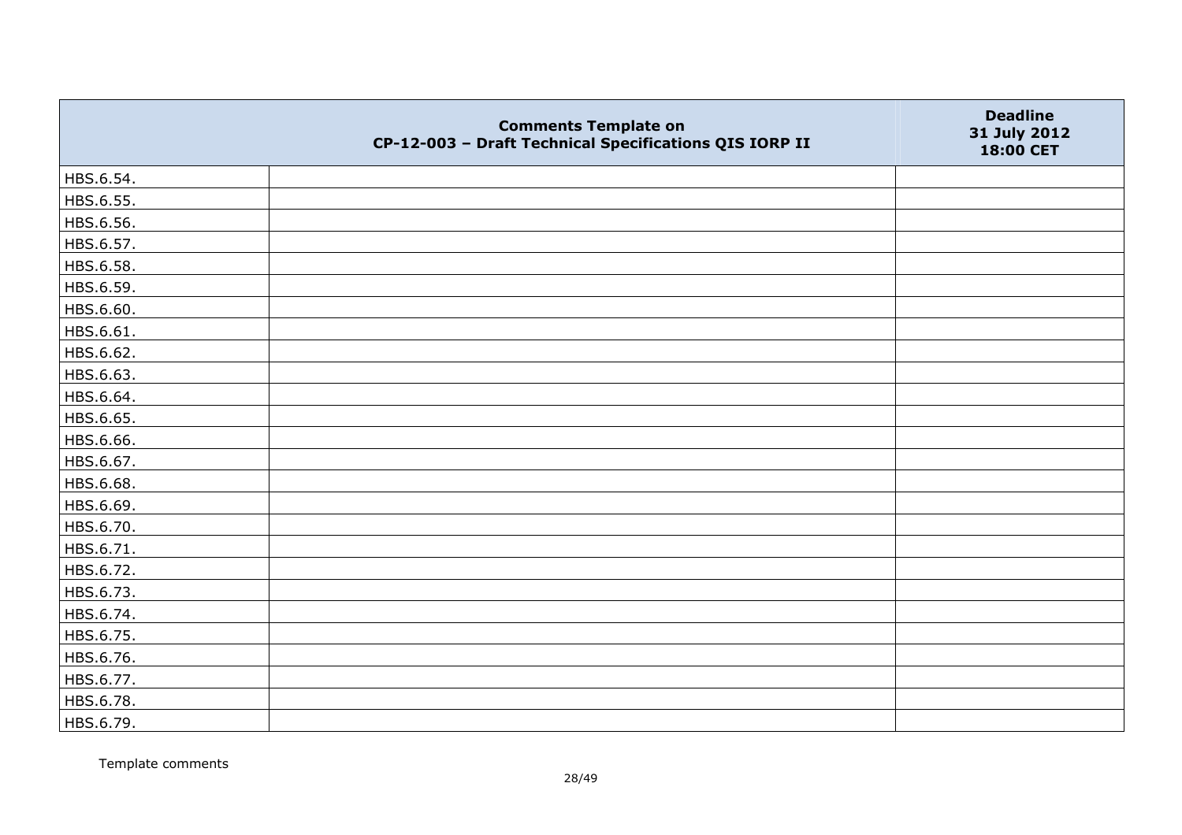|  | Comments Template on CP-12-003 – Draft Technical Specifications QIS IORP II | Deadline 31 July 2012 18:00 CET |
|---|---|---|
| HBS.6.54. |  |  |
| HBS.6.55. |  |  |
| HBS.6.56. |  |  |
| HBS.6.57. |  |  |
| HBS.6.58. |  |  |
| HBS.6.59. |  |  |
| HBS.6.60. |  |  |
| HBS.6.61. |  |  |
| HBS.6.62. |  |  |
| HBS.6.63. |  |  |
| HBS.6.64. |  |  |
| HBS.6.65. |  |  |
| HBS.6.66. |  |  |
| HBS.6.67. |  |  |
| HBS.6.68. |  |  |
| HBS.6.69. |  |  |
| HBS.6.70. |  |  |
| HBS.6.71. |  |  |
| HBS.6.72. |  |  |
| HBS.6.73. |  |  |
| HBS.6.74. |  |  |
| HBS.6.75. |  |  |
| HBS.6.76. |  |  |
| HBS.6.77. |  |  |
| HBS.6.78. |  |  |
| HBS.6.79. |  |  |

Template comments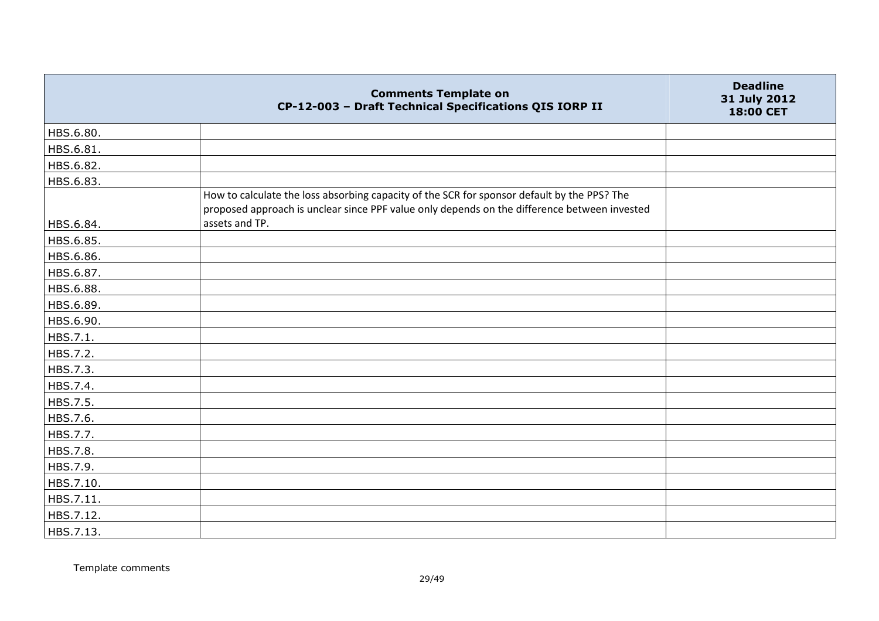| Comments Template on CP-12-003 – Draft Technical Specifications QIS IORP II | | Deadline 31 July 2012 18:00 CET |
|---|---|---|
| HBS.6.80. | | |
| HBS.6.81. | | |
| HBS.6.82. | | |
| HBS.6.83. | | |
| HBS.6.84. | How to calculate the loss absorbing capacity of the SCR for sponsor default by the PPS? The proposed approach is unclear since PPF value only depends on the difference between invested assets and TP. | |
| HBS.6.85. | | |
| HBS.6.86. | | |
| HBS.6.87. | | |
| HBS.6.88. | | |
| HBS.6.89. | | |
| HBS.6.90. | | |
| HBS.7.1. | | |
| HBS.7.2. | | |
| HBS.7.3. | | |
| HBS.7.4. | | |
| HBS.7.5. | | |
| HBS.7.6. | | |
| HBS.7.7. | | |
| HBS.7.8. | | |
| HBS.7.9. | | |
| HBS.7.10. | | |
| HBS.7.11. | | |
| HBS.7.12. | | |
| HBS.7.13. | | |

Template comments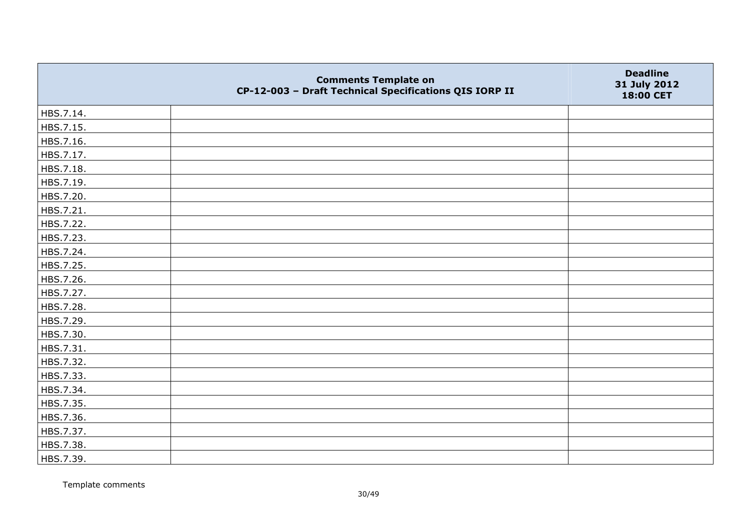|  | Comments Template on CP-12-003 – Draft Technical Specifications QIS IORP II | Deadline 31 July 2012 18:00 CET |
|---|---|---|
| HBS.7.14. |  |  |
| HBS.7.15. |  |  |
| HBS.7.16. |  |  |
| HBS.7.17. |  |  |
| HBS.7.18. |  |  |
| HBS.7.19. |  |  |
| HBS.7.20. |  |  |
| HBS.7.21. |  |  |
| HBS.7.22. |  |  |
| HBS.7.23. |  |  |
| HBS.7.24. |  |  |
| HBS.7.25. |  |  |
| HBS.7.26. |  |  |
| HBS.7.27. |  |  |
| HBS.7.28. |  |  |
| HBS.7.29. |  |  |
| HBS.7.30. |  |  |
| HBS.7.31. |  |  |
| HBS.7.32. |  |  |
| HBS.7.33. |  |  |
| HBS.7.34. |  |  |
| HBS.7.35. |  |  |
| HBS.7.36. |  |  |
| HBS.7.37. |  |  |
| HBS.7.38. |  |  |
| HBS.7.39. |  |  |

Template comments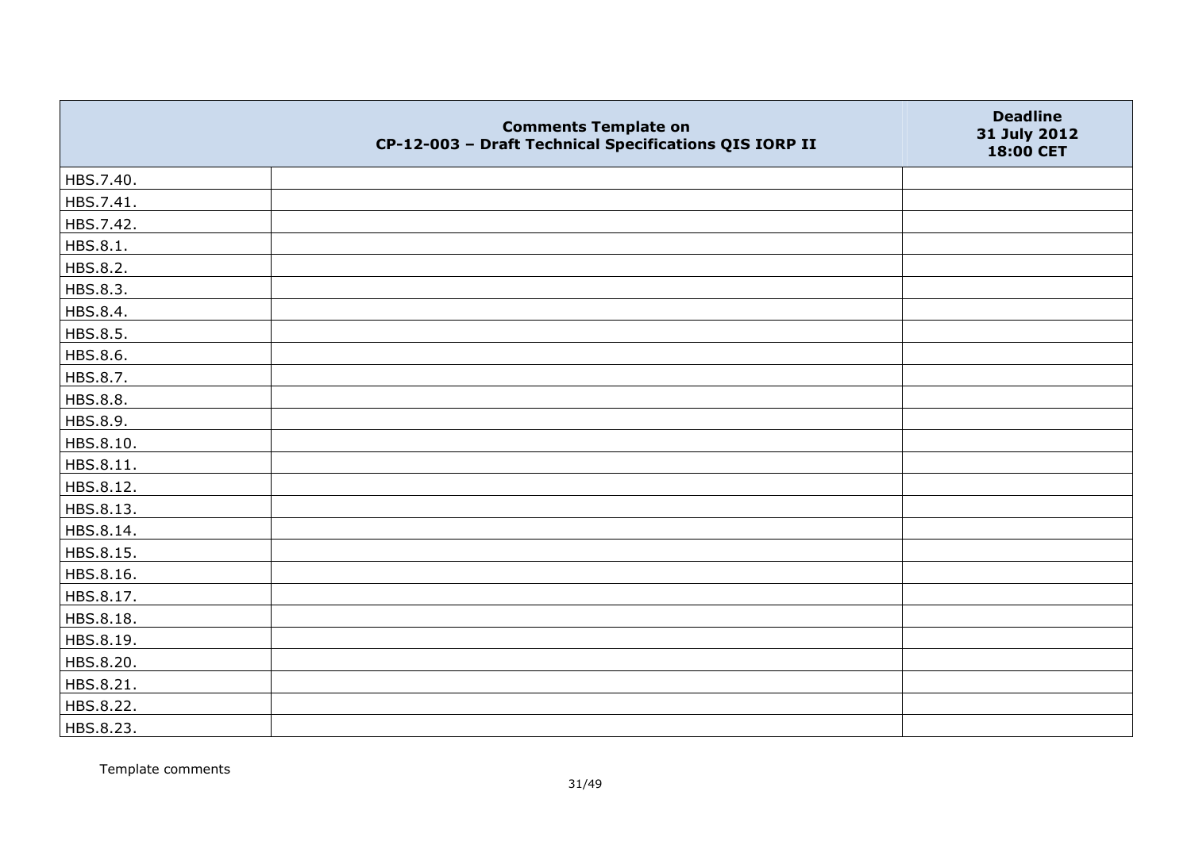| | Comments Template on CP-12-003 – Draft Technical Specifications QIS IORP II | Deadline 31 July 2012 18:00 CET |
|---|---|---|
| HBS.7.40. | | |
| HBS.7.41. | | |
| HBS.7.42. | | |
| HBS.8.1. | | |
| HBS.8.2. | | |
| HBS.8.3. | | |
| HBS.8.4. | | |
| HBS.8.5. | | |
| HBS.8.6. | | |
| HBS.8.7. | | |
| HBS.8.8. | | |
| HBS.8.9. | | |
| HBS.8.10. | | |
| HBS.8.11. | | |
| HBS.8.12. | | |
| HBS.8.13. | | |
| HBS.8.14. | | |
| HBS.8.15. | | |
| HBS.8.16. | | |
| HBS.8.17. | | |
| HBS.8.18. | | |
| HBS.8.19. | | |
| HBS.8.20. | | |
| HBS.8.21. | | |
| HBS.8.22. | | |
| HBS.8.23. | | |

Template comments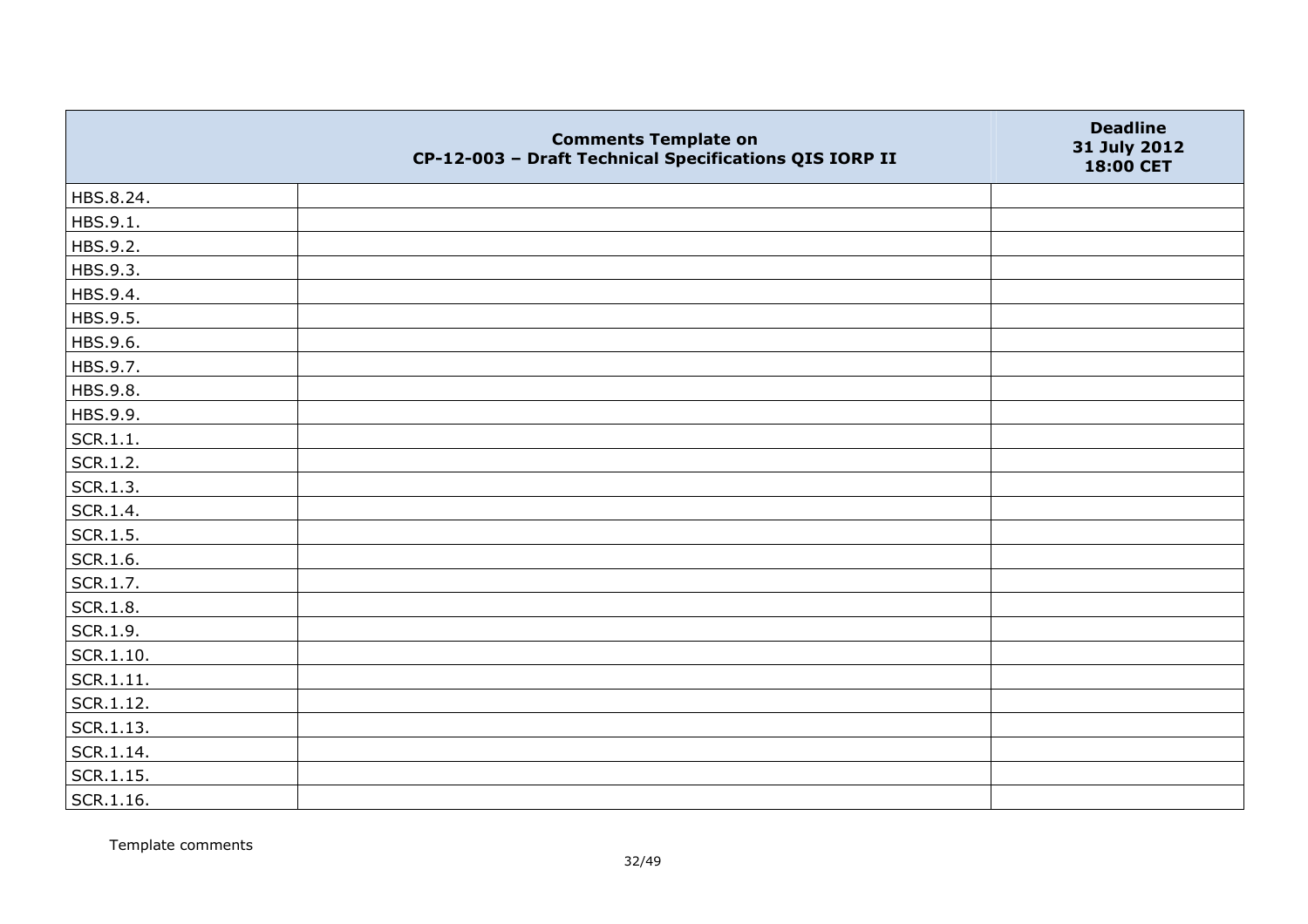| | Comments Template on CP-12-003 – Draft Technical Specifications QIS IORP II | Deadline 31 July 2012 18:00 CET |
|---|---|---|
| HBS.8.24. | | |
| HBS.9.1. | | |
| HBS.9.2. | | |
| HBS.9.3. | | |
| HBS.9.4. | | |
| HBS.9.5. | | |
| HBS.9.6. | | |
| HBS.9.7. | | |
| HBS.9.8. | | |
| HBS.9.9. | | |
| SCR.1.1. | | |
| SCR.1.2. | | |
| SCR.1.3. | | |
| SCR.1.4. | | |
| SCR.1.5. | | |
| SCR.1.6. | | |
| SCR.1.7. | | |
| SCR.1.8. | | |
| SCR.1.9. | | |
| SCR.1.10. | | |
| SCR.1.11. | | |
| SCR.1.12. | | |
| SCR.1.13. | | |
| SCR.1.14. | | |
| SCR.1.15. | | |
| SCR.1.16. | | |

Template comments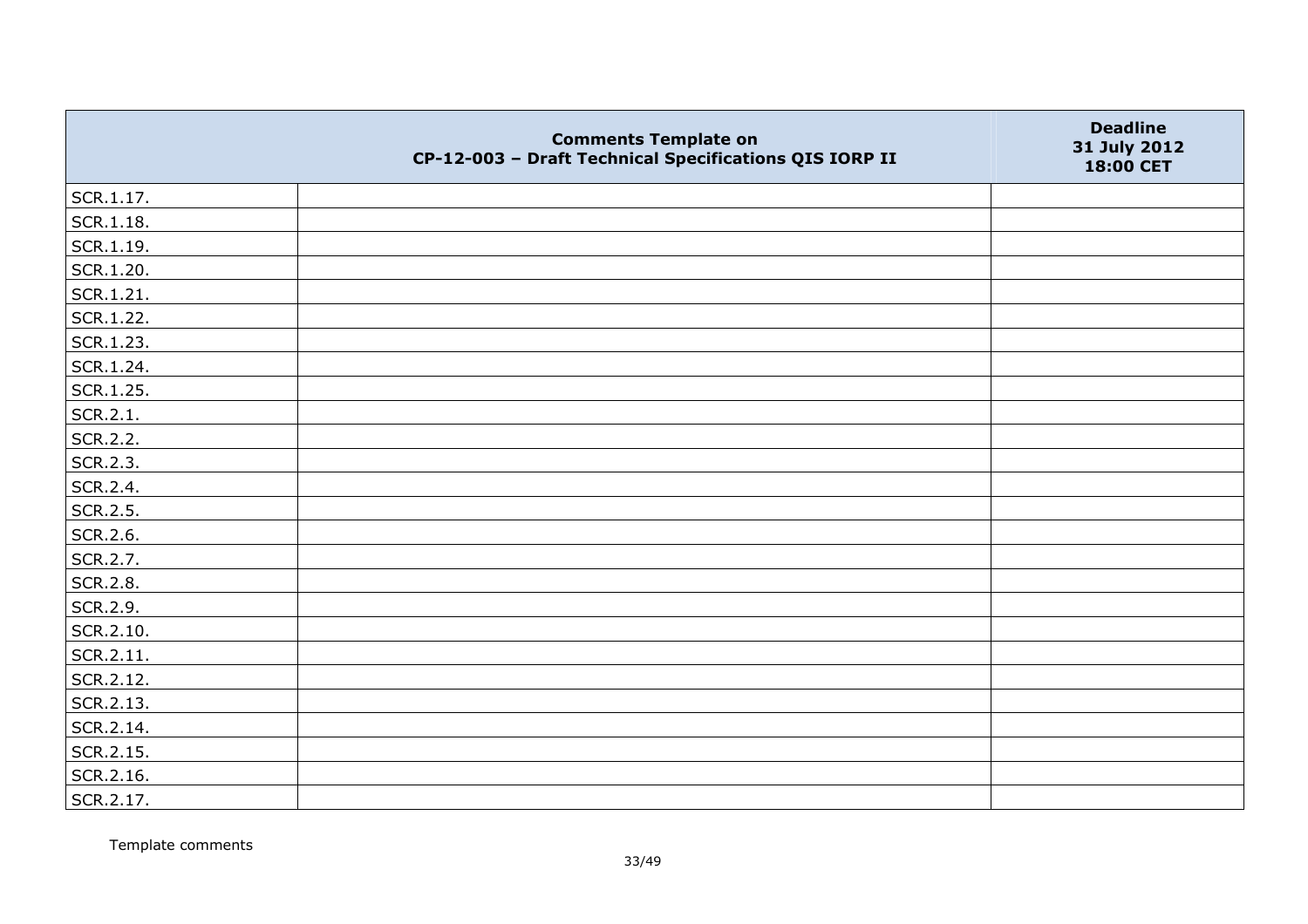| | Comments Template on CP-12-003 – Draft Technical Specifications QIS IORP II | Deadline 31 July 2012 18:00 CET |
|---|---|---|
| SCR.1.17. | | |
| SCR.1.18. | | |
| SCR.1.19. | | |
| SCR.1.20. | | |
| SCR.1.21. | | |
| SCR.1.22. | | |
| SCR.1.23. | | |
| SCR.1.24. | | |
| SCR.1.25. | | |
| SCR.2.1. | | |
| SCR.2.2. | | |
| SCR.2.3. | | |
| SCR.2.4. | | |
| SCR.2.5. | | |
| SCR.2.6. | | |
| SCR.2.7. | | |
| SCR.2.8. | | |
| SCR.2.9. | | |
| SCR.2.10. | | |
| SCR.2.11. | | |
| SCR.2.12. | | |
| SCR.2.13. | | |
| SCR.2.14. | | |
| SCR.2.15. | | |
| SCR.2.16. | | |
| SCR.2.17. | | |

Template comments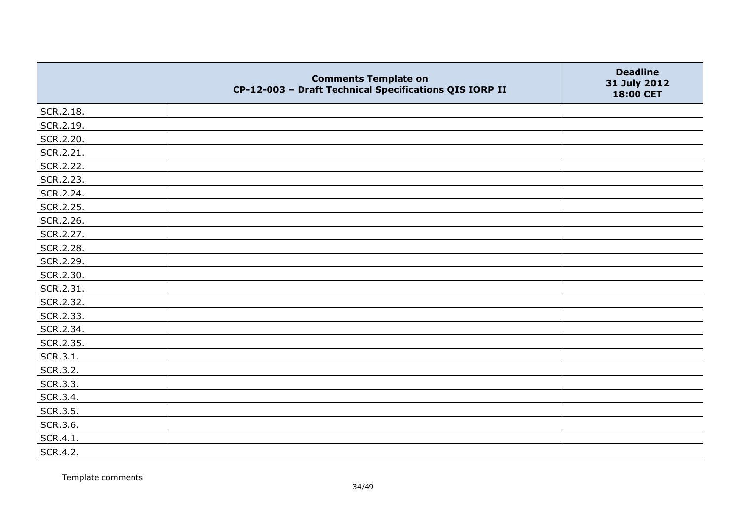| | Comments Template on CP-12-003 – Draft Technical Specifications QIS IORP II | Deadline 31 July 2012 18:00 CET |
|---|---|---|
| SCR.2.18. | | |
| SCR.2.19. | | |
| SCR.2.20. | | |
| SCR.2.21. | | |
| SCR.2.22. | | |
| SCR.2.23. | | |
| SCR.2.24. | | |
| SCR.2.25. | | |
| SCR.2.26. | | |
| SCR.2.27. | | |
| SCR.2.28. | | |
| SCR.2.29. | | |
| SCR.2.30. | | |
| SCR.2.31. | | |
| SCR.2.32. | | |
| SCR.2.33. | | |
| SCR.2.34. | | |
| SCR.2.35. | | |
| SCR.3.1. | | |
| SCR.3.2. | | |
| SCR.3.3. | | |
| SCR.3.4. | | |
| SCR.3.5. | | |
| SCR.3.6. | | |
| SCR.4.1. | | |
| SCR.4.2. | | |

Template comments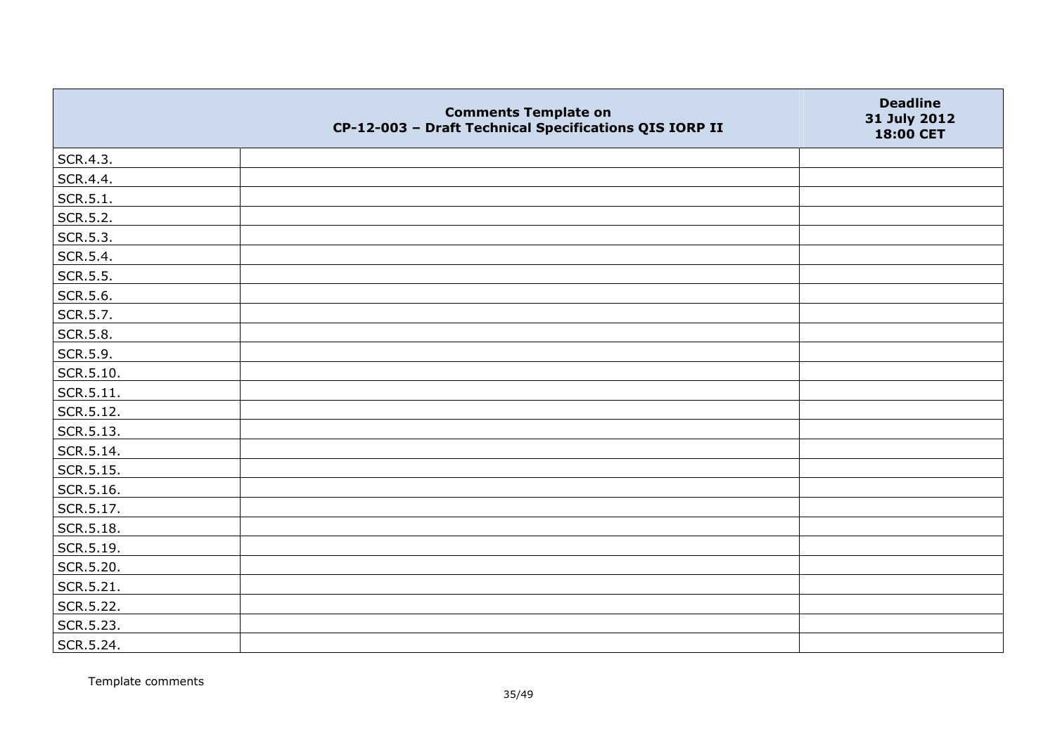| | Comments Template on CP-12-003 – Draft Technical Specifications QIS IORP II | Deadline 31 July 2012 18:00 CET |
|---|---|---|
| SCR.4.3. | | |
| SCR.4.4. | | |
| SCR.5.1. | | |
| SCR.5.2. | | |
| SCR.5.3. | | |
| SCR.5.4. | | |
| SCR.5.5. | | |
| SCR.5.6. | | |
| SCR.5.7. | | |
| SCR.5.8. | | |
| SCR.5.9. | | |
| SCR.5.10. | | |
| SCR.5.11. | | |
| SCR.5.12. | | |
| SCR.5.13. | | |
| SCR.5.14. | | |
| SCR.5.15. | | |
| SCR.5.16. | | |
| SCR.5.17. | | |
| SCR.5.18. | | |
| SCR.5.19. | | |
| SCR.5.20. | | |
| SCR.5.21. | | |
| SCR.5.22. | | |
| SCR.5.23. | | |
| SCR.5.24. | | |

Template comments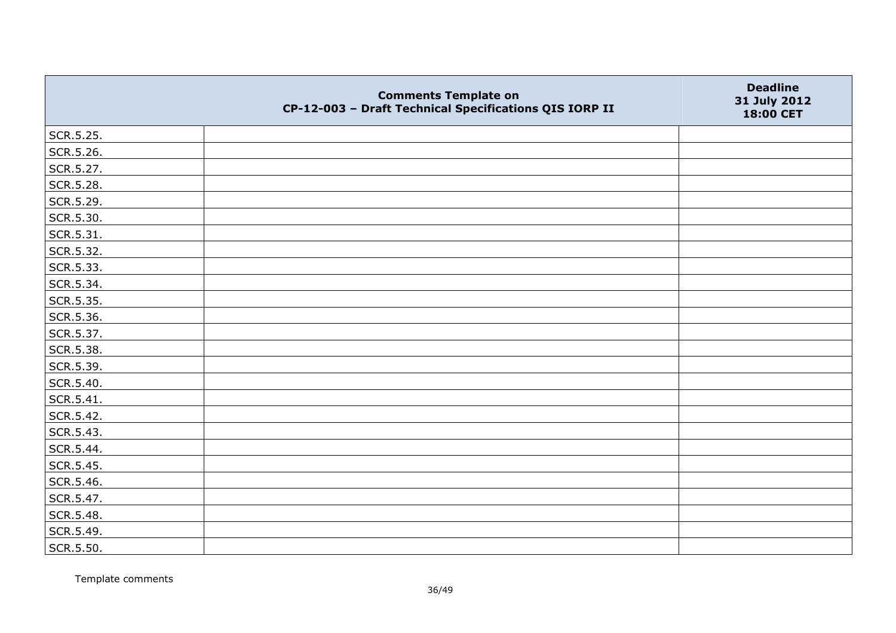|  | Comments Template on<br>CP-12-003 – Draft Technical Specifications QIS IORP II | Deadline<br>31 July 2012<br>18:00 CET |
|---|---|---|
| SCR.5.25. |  |  |
| SCR.5.26. |  |  |
| SCR.5.27. |  |  |
| SCR.5.28. |  |  |
| SCR.5.29. |  |  |
| SCR.5.30. |  |  |
| SCR.5.31. |  |  |
| SCR.5.32. |  |  |
| SCR.5.33. |  |  |
| SCR.5.34. |  |  |
| SCR.5.35. |  |  |
| SCR.5.36. |  |  |
| SCR.5.37. |  |  |
| SCR.5.38. |  |  |
| SCR.5.39. |  |  |
| SCR.5.40. |  |  |
| SCR.5.41. |  |  |
| SCR.5.42. |  |  |
| SCR.5.43. |  |  |
| SCR.5.44. |  |  |
| SCR.5.45. |  |  |
| SCR.5.46. |  |  |
| SCR.5.47. |  |  |
| SCR.5.48. |  |  |
| SCR.5.49. |  |  |
| SCR.5.50. |  |  |

Template comments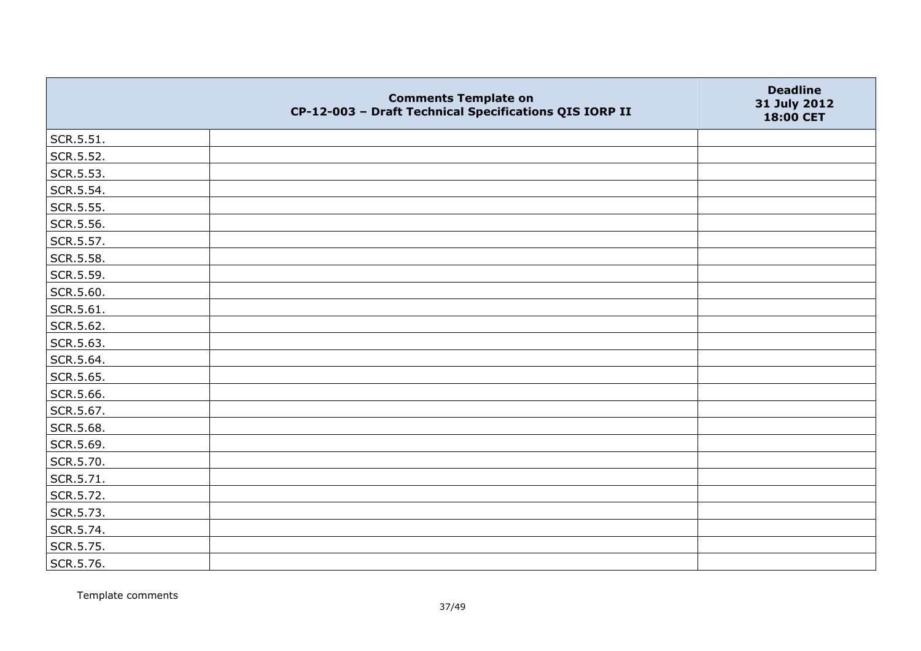| | Comments Template on CP-12-003 – Draft Technical Specifications QIS IORP II | Deadline 31 July 2012 18:00 CET |
|---|---|---|
| SCR.5.51. | | |
| SCR.5.52. | | |
| SCR.5.53. | | |
| SCR.5.54. | | |
| SCR.5.55. | | |
| SCR.5.56. | | |
| SCR.5.57. | | |
| SCR.5.58. | | |
| SCR.5.59. | | |
| SCR.5.60. | | |
| SCR.5.61. | | |
| SCR.5.62. | | |
| SCR.5.63. | | |
| SCR.5.64. | | |
| SCR.5.65. | | |
| SCR.5.66. | | |
| SCR.5.67. | | |
| SCR.5.68. | | |
| SCR.5.69. | | |
| SCR.5.70. | | |
| SCR.5.71. | | |
| SCR.5.72. | | |
| SCR.5.73. | | |
| SCR.5.74. | | |
| SCR.5.75. | | |
| SCR.5.76. | | |

Template comments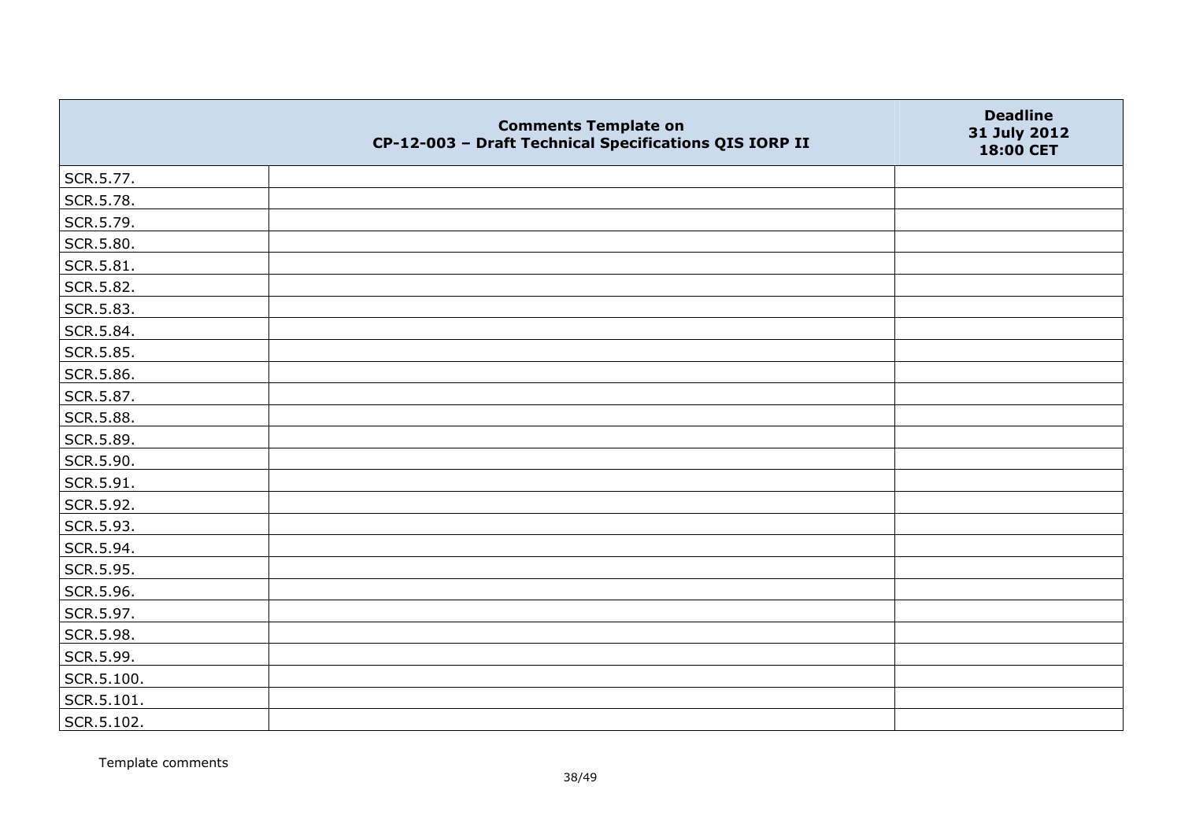| | Comments Template on CP-12-003 – Draft Technical Specifications QIS IORP II | Deadline 31 July 2012 18:00 CET |
|---|---|---|
| SCR.5.77. | | |
| SCR.5.78. | | |
| SCR.5.79. | | |
| SCR.5.80. | | |
| SCR.5.81. | | |
| SCR.5.82. | | |
| SCR.5.83. | | |
| SCR.5.84. | | |
| SCR.5.85. | | |
| SCR.5.86. | | |
| SCR.5.87. | | |
| SCR.5.88. | | |
| SCR.5.89. | | |
| SCR.5.90. | | |
| SCR.5.91. | | |
| SCR.5.92. | | |
| SCR.5.93. | | |
| SCR.5.94. | | |
| SCR.5.95. | | |
| SCR.5.96. | | |
| SCR.5.97. | | |
| SCR.5.98. | | |
| SCR.5.99. | | |
| SCR.5.100. | | |
| SCR.5.101. | | |
| SCR.5.102. | | |

Template comments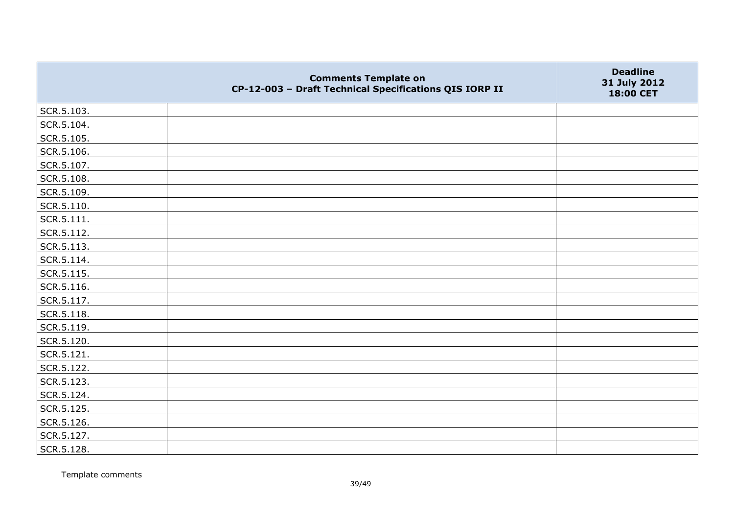| | Comments Template on CP-12-003 – Draft Technical Specifications QIS IORP II | Deadline 31 July 2012 18:00 CET |
|---|---|---|
| SCR.5.103. | | |
| SCR.5.104. | | |
| SCR.5.105. | | |
| SCR.5.106. | | |
| SCR.5.107. | | |
| SCR.5.108. | | |
| SCR.5.109. | | |
| SCR.5.110. | | |
| SCR.5.111. | | |
| SCR.5.112. | | |
| SCR.5.113. | | |
| SCR.5.114. | | |
| SCR.5.115. | | |
| SCR.5.116. | | |
| SCR.5.117. | | |
| SCR.5.118. | | |
| SCR.5.119. | | |
| SCR.5.120. | | |
| SCR.5.121. | | |
| SCR.5.122. | | |
| SCR.5.123. | | |
| SCR.5.124. | | |
| SCR.5.125. | | |
| SCR.5.126. | | |
| SCR.5.127. | | |
| SCR.5.128. | | |

Template comments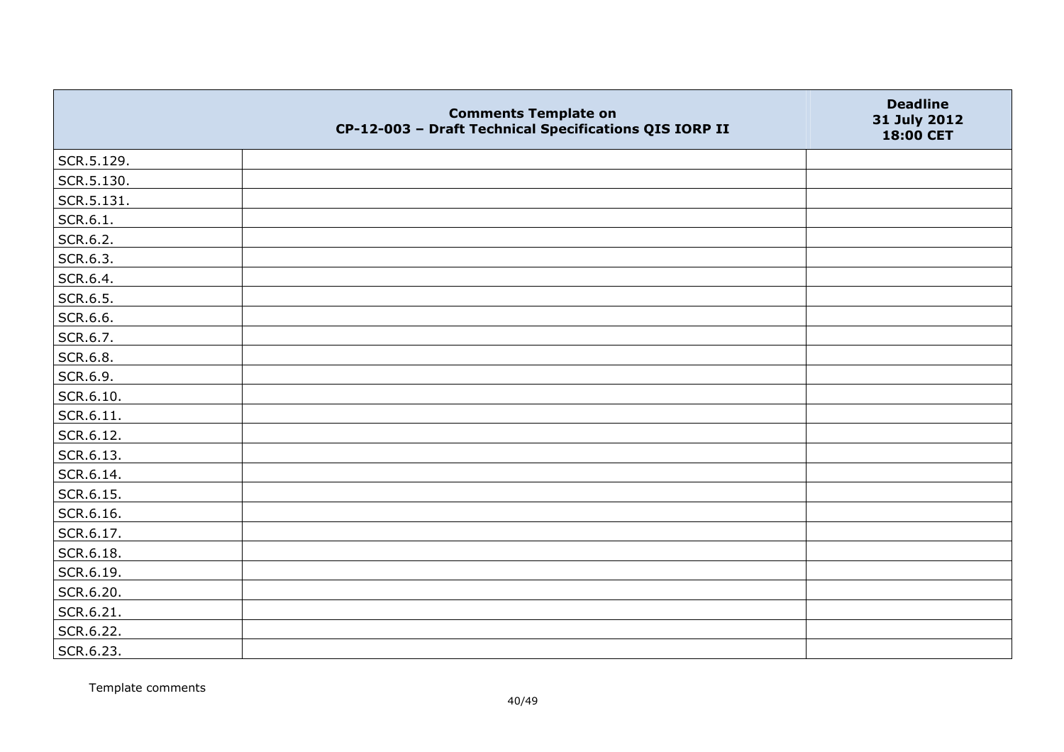|  | Comments Template on<br>CP-12-003 – Draft Technical Specifications QIS IORP II | Deadline<br>31 July 2012<br>18:00 CET |
|---|---|---|
| SCR.5.129. | | |
| SCR.5.130. | | |
| SCR.5.131. | | |
| SCR.6.1. | | |
| SCR.6.2. | | |
| SCR.6.3. | | |
| SCR.6.4. | | |
| SCR.6.5. | | |
| SCR.6.6. | | |
| SCR.6.7. | | |
| SCR.6.8. | | |
| SCR.6.9. | | |
| SCR.6.10. | | |
| SCR.6.11. | | |
| SCR.6.12. | | |
| SCR.6.13. | | |
| SCR.6.14. | | |
| SCR.6.15. | | |
| SCR.6.16. | | |
| SCR.6.17. | | |
| SCR.6.18. | | |
| SCR.6.19. | | |
| SCR.6.20. | | |
| SCR.6.21. | | |
| SCR.6.22. | | |
| SCR.6.23. | | |

Template comments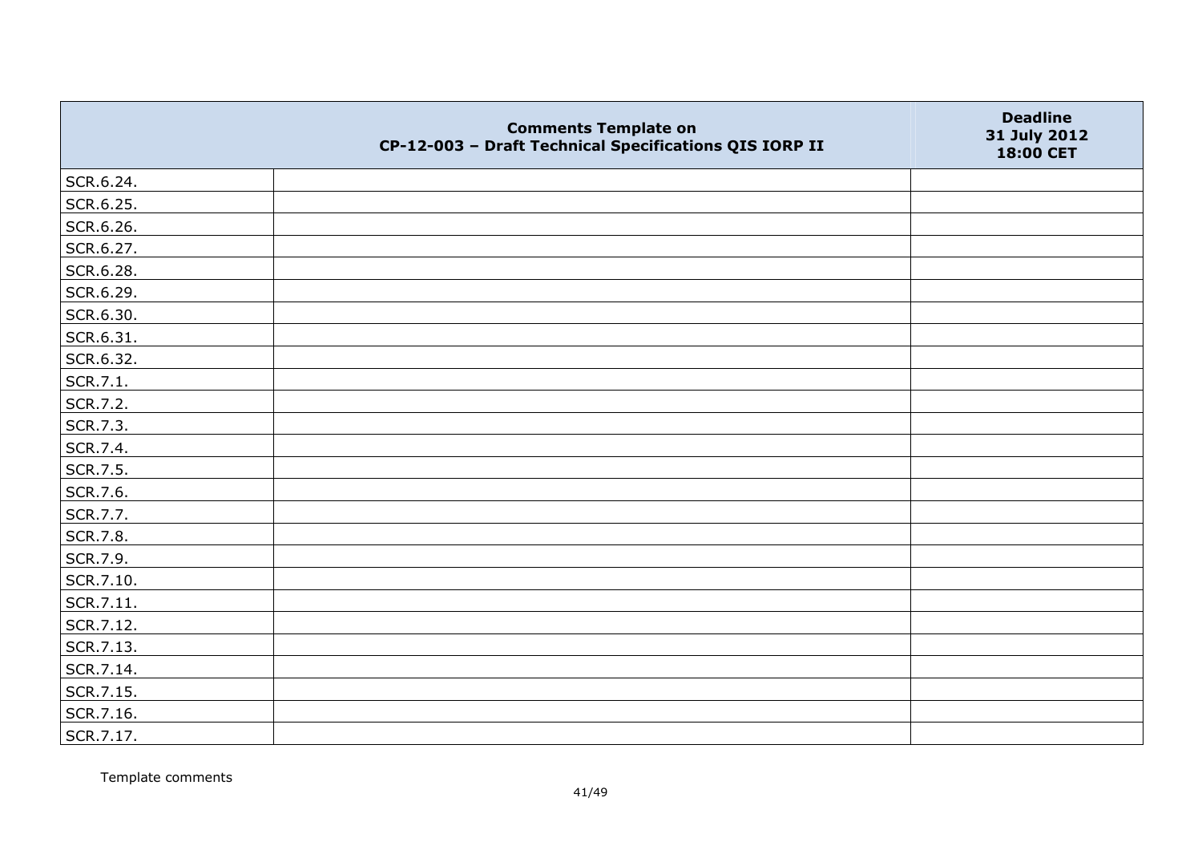| | Comments Template on CP-12-003 – Draft Technical Specifications QIS IORP II | Deadline 31 July 2012 18:00 CET |
|---|---|---|
| SCR.6.24. | | |
| SCR.6.25. | | |
| SCR.6.26. | | |
| SCR.6.27. | | |
| SCR.6.28. | | |
| SCR.6.29. | | |
| SCR.6.30. | | |
| SCR.6.31. | | |
| SCR.6.32. | | |
| SCR.7.1. | | |
| SCR.7.2. | | |
| SCR.7.3. | | |
| SCR.7.4. | | |
| SCR.7.5. | | |
| SCR.7.6. | | |
| SCR.7.7. | | |
| SCR.7.8. | | |
| SCR.7.9. | | |
| SCR.7.10. | | |
| SCR.7.11. | | |
| SCR.7.12. | | |
| SCR.7.13. | | |
| SCR.7.14. | | |
| SCR.7.15. | | |
| SCR.7.16. | | |
| SCR.7.17. | | |

Template comments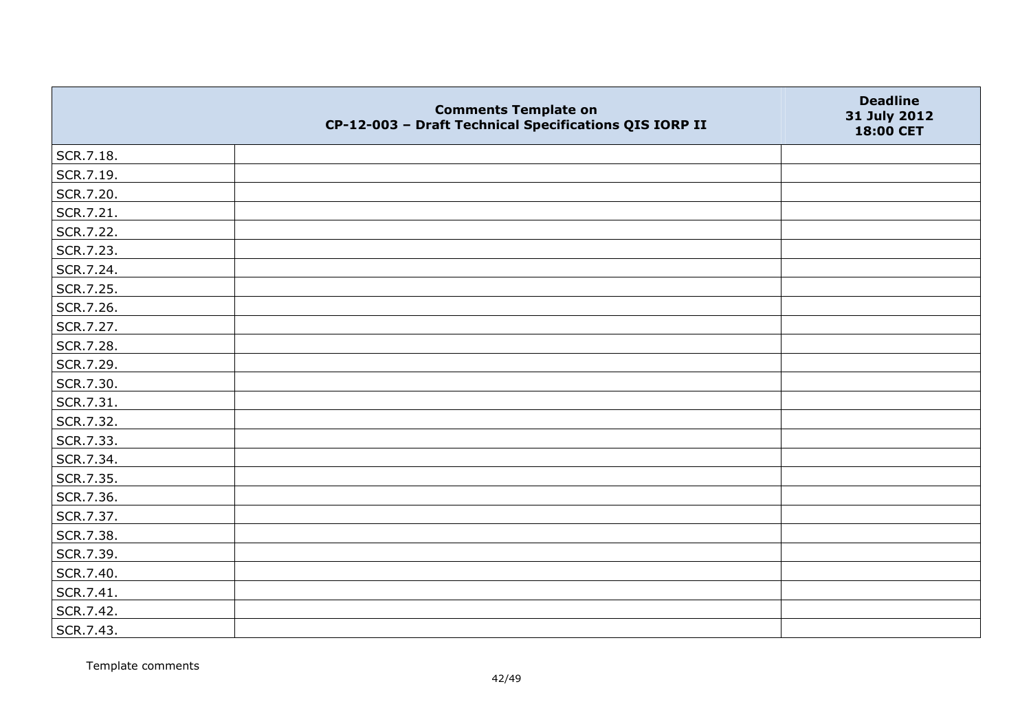| | Comments Template on CP-12-003 – Draft Technical Specifications QIS IORP II | Deadline 31 July 2012 18:00 CET |
|---|---|---|
| SCR.7.18. | | |
| SCR.7.19. | | |
| SCR.7.20. | | |
| SCR.7.21. | | |
| SCR.7.22. | | |
| SCR.7.23. | | |
| SCR.7.24. | | |
| SCR.7.25. | | |
| SCR.7.26. | | |
| SCR.7.27. | | |
| SCR.7.28. | | |
| SCR.7.29. | | |
| SCR.7.30. | | |
| SCR.7.31. | | |
| SCR.7.32. | | |
| SCR.7.33. | | |
| SCR.7.34. | | |
| SCR.7.35. | | |
| SCR.7.36. | | |
| SCR.7.37. | | |
| SCR.7.38. | | |
| SCR.7.39. | | |
| SCR.7.40. | | |
| SCR.7.41. | | |
| SCR.7.42. | | |
| SCR.7.43. | | |

Template comments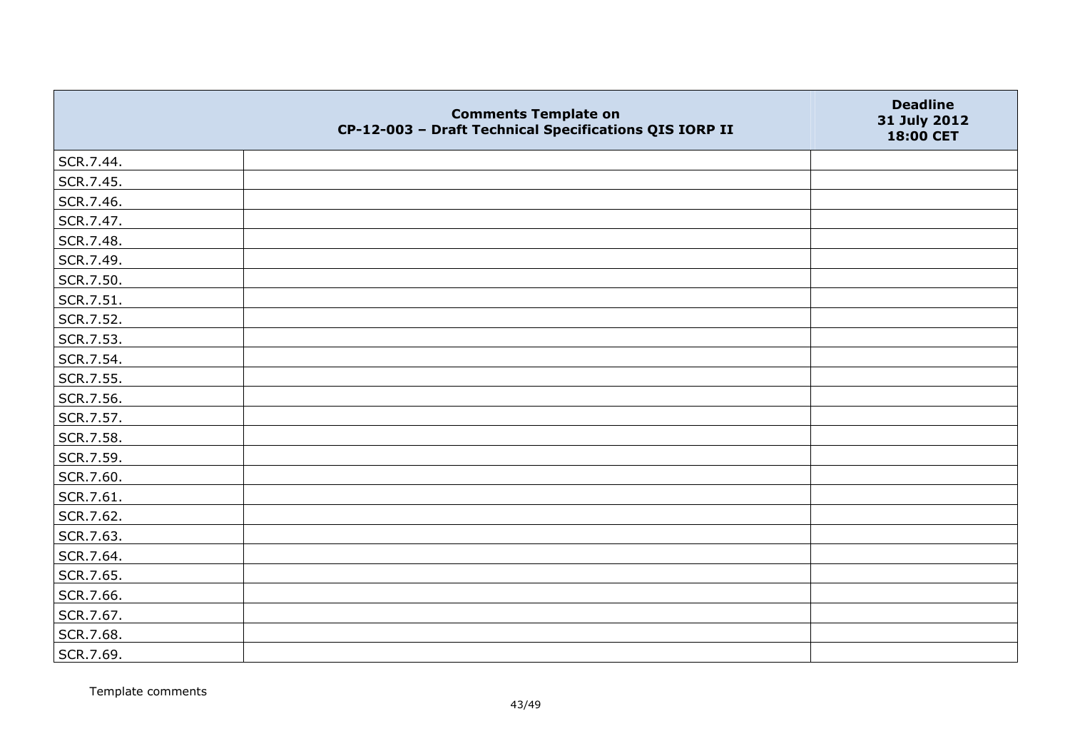| | Comments Template on CP-12-003 – Draft Technical Specifications QIS IORP II | Deadline 31 July 2012 18:00 CET |
|---|---|---|
| SCR.7.44. | | |
| SCR.7.45. | | |
| SCR.7.46. | | |
| SCR.7.47. | | |
| SCR.7.48. | | |
| SCR.7.49. | | |
| SCR.7.50. | | |
| SCR.7.51. | | |
| SCR.7.52. | | |
| SCR.7.53. | | |
| SCR.7.54. | | |
| SCR.7.55. | | |
| SCR.7.56. | | |
| SCR.7.57. | | |
| SCR.7.58. | | |
| SCR.7.59. | | |
| SCR.7.60. | | |
| SCR.7.61. | | |
| SCR.7.62. | | |
| SCR.7.63. | | |
| SCR.7.64. | | |
| SCR.7.65. | | |
| SCR.7.66. | | |
| SCR.7.67. | | |
| SCR.7.68. | | |
| SCR.7.69. | | |

Template comments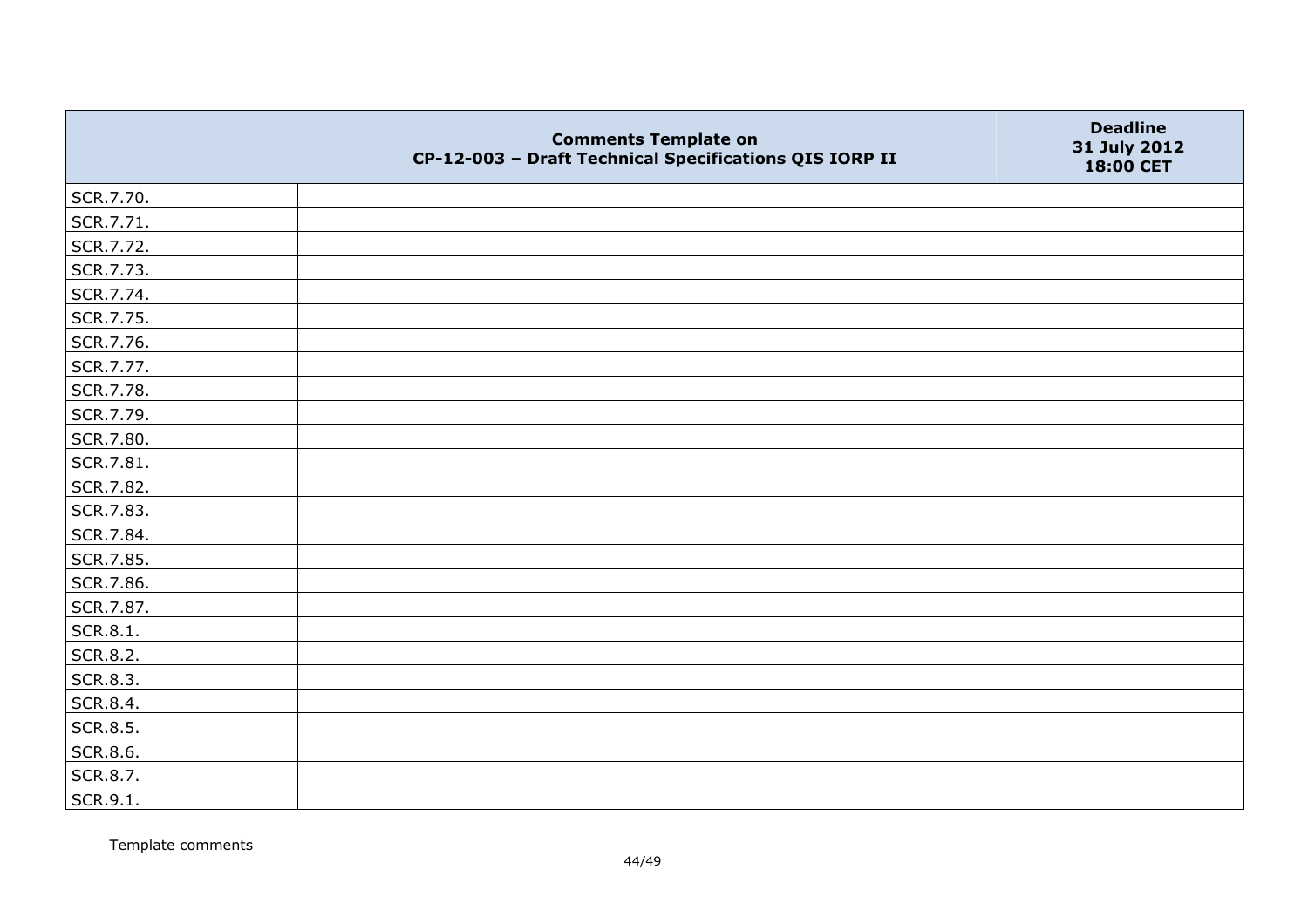| | Comments Template on CP-12-003 – Draft Technical Specifications QIS IORP II | Deadline 31 July 2012 18:00 CET |
|---|---|---|
| SCR.7.70. | | |
| SCR.7.71. | | |
| SCR.7.72. | | |
| SCR.7.73. | | |
| SCR.7.74. | | |
| SCR.7.75. | | |
| SCR.7.76. | | |
| SCR.7.77. | | |
| SCR.7.78. | | |
| SCR.7.79. | | |
| SCR.7.80. | | |
| SCR.7.81. | | |
| SCR.7.82. | | |
| SCR.7.83. | | |
| SCR.7.84. | | |
| SCR.7.85. | | |
| SCR.7.86. | | |
| SCR.7.87. | | |
| SCR.8.1. | | |
| SCR.8.2. | | |
| SCR.8.3. | | |
| SCR.8.4. | | |
| SCR.8.5. | | |
| SCR.8.6. | | |
| SCR.8.7. | | |
| SCR.9.1. | | |

Template comments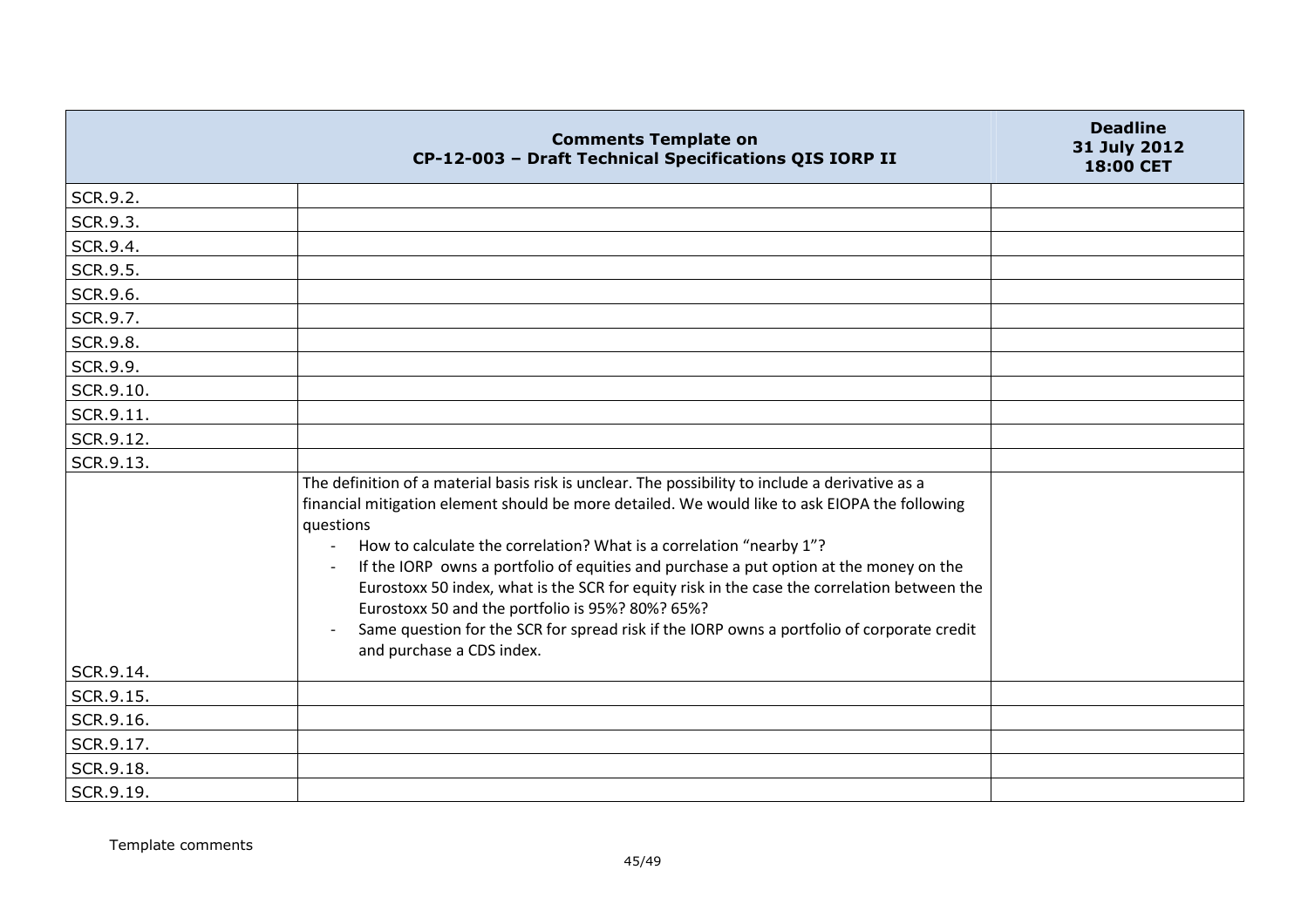| Comments Template on CP-12-003 – Draft Technical Specifications QIS IORP II | | Deadline 31 July 2012 18:00 CET |
|---|---|---|
| SCR.9.2. | | |
| SCR.9.3. | | |
| SCR.9.4. | | |
| SCR.9.5. | | |
| SCR.9.6. | | |
| SCR.9.7. | | |
| SCR.9.8. | | |
| SCR.9.9. | | |
| SCR.9.10. | | |
| SCR.9.11. | | |
| SCR.9.12. | | |
| SCR.9.13. | | |
| SCR.9.14. | The definition of a material basis risk is unclear. The possibility to include a derivative as a financial mitigation element should be more detailed. We would like to ask EIOPA the following questions<br>- How to calculate the correlation? What is a correlation "nearby 1"?<br>- If the IORP owns a portfolio of equities and purchase a put option at the money on the Eurostoxx 50 index, what is the SCR for equity risk in the case the correlation between the Eurostoxx 50 and the portfolio is 95%? 80%? 65%?<br>- Same question for the SCR for spread risk if the IORP owns a portfolio of corporate credit and purchase a CDS index. | |
| SCR.9.15. | | |
| SCR.9.16. | | |
| SCR.9.17. | | |
| SCR.9.18. | | |
| SCR.9.19. | | |

Template comments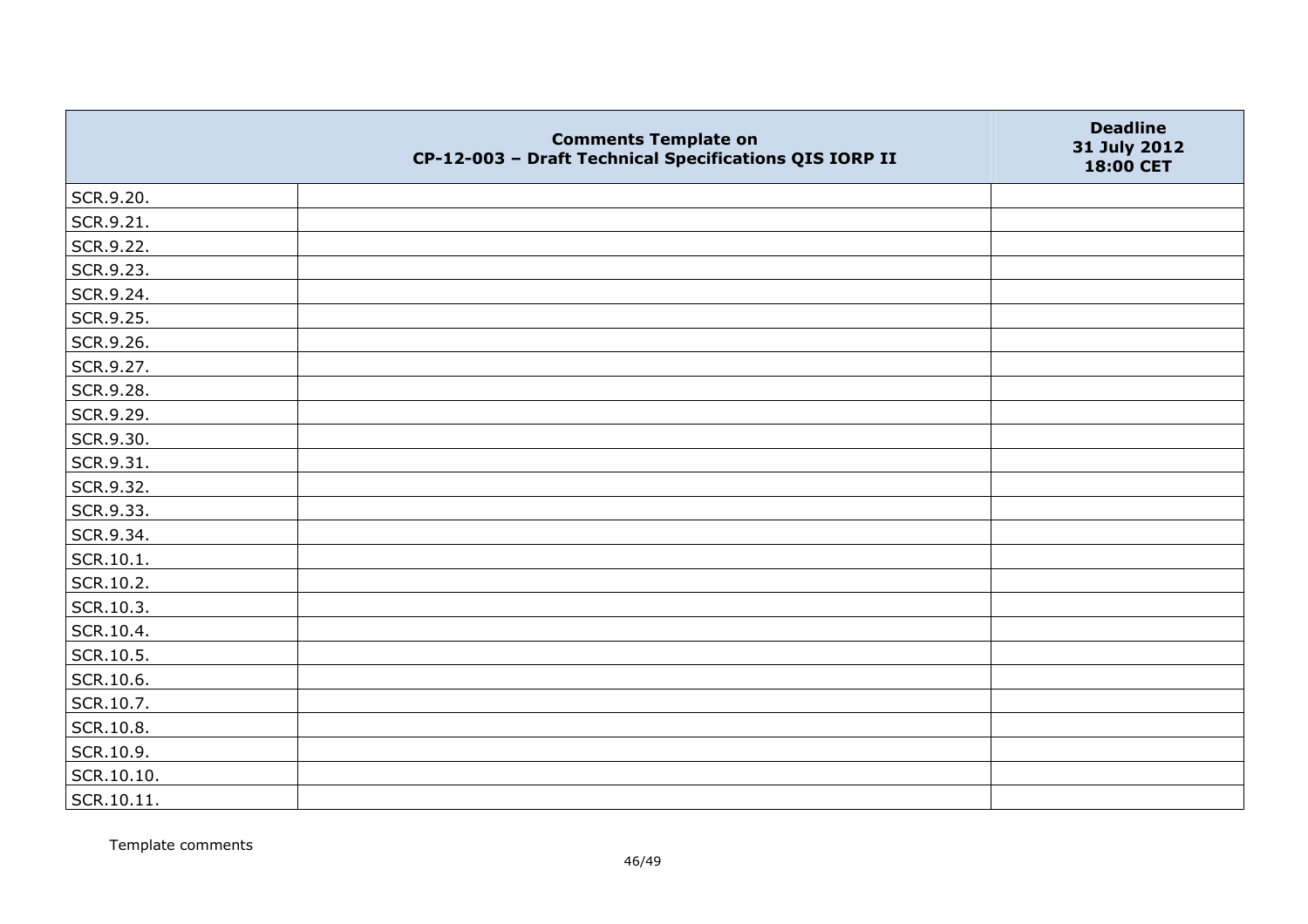|  | Comments Template on CP-12-003 – Draft Technical Specifications QIS IORP II | Deadline 31 July 2012 18:00 CET |
|---|---|---|
| SCR.9.20. |  |  |
| SCR.9.21. |  |  |
| SCR.9.22. |  |  |
| SCR.9.23. |  |  |
| SCR.9.24. |  |  |
| SCR.9.25. |  |  |
| SCR.9.26. |  |  |
| SCR.9.27. |  |  |
| SCR.9.28. |  |  |
| SCR.9.29. |  |  |
| SCR.9.30. |  |  |
| SCR.9.31. |  |  |
| SCR.9.32. |  |  |
| SCR.9.33. |  |  |
| SCR.9.34. |  |  |
| SCR.10.1. |  |  |
| SCR.10.2. |  |  |
| SCR.10.3. |  |  |
| SCR.10.4. |  |  |
| SCR.10.5. |  |  |
| SCR.10.6. |  |  |
| SCR.10.7. |  |  |
| SCR.10.8. |  |  |
| SCR.10.9. |  |  |
| SCR.10.10. |  |  |
| SCR.10.11. |  |  |

Template comments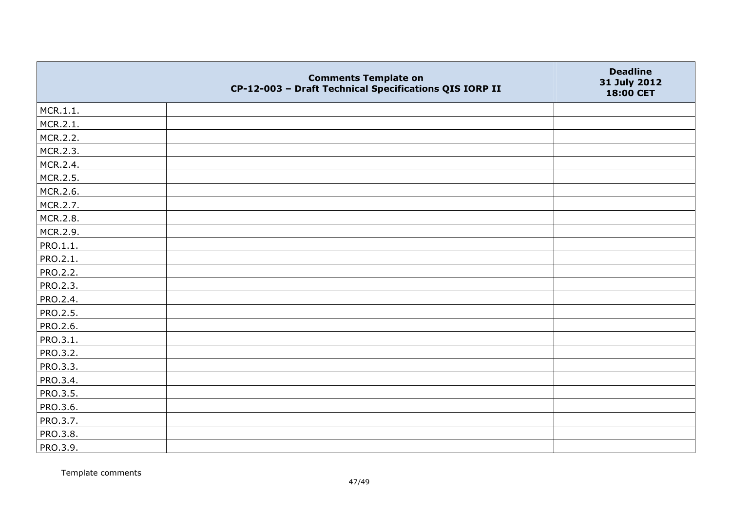| | Comments Template on CP-12-003 – Draft Technical Specifications QIS IORP II | Deadline 31 July 2012 18:00 CET |
|---|---|---|
| MCR.1.1. | | |
| MCR.2.1. | | |
| MCR.2.2. | | |
| MCR.2.3. | | |
| MCR.2.4. | | |
| MCR.2.5. | | |
| MCR.2.6. | | |
| MCR.2.7. | | |
| MCR.2.8. | | |
| MCR.2.9. | | |
| PRO.1.1. | | |
| PRO.2.1. | | |
| PRO.2.2. | | |
| PRO.2.3. | | |
| PRO.2.4. | | |
| PRO.2.5. | | |
| PRO.2.6. | | |
| PRO.3.1. | | |
| PRO.3.2. | | |
| PRO.3.3. | | |
| PRO.3.4. | | |
| PRO.3.5. | | |
| PRO.3.6. | | |
| PRO.3.7. | | |
| PRO.3.8. | | |
| PRO.3.9. | | |

Template comments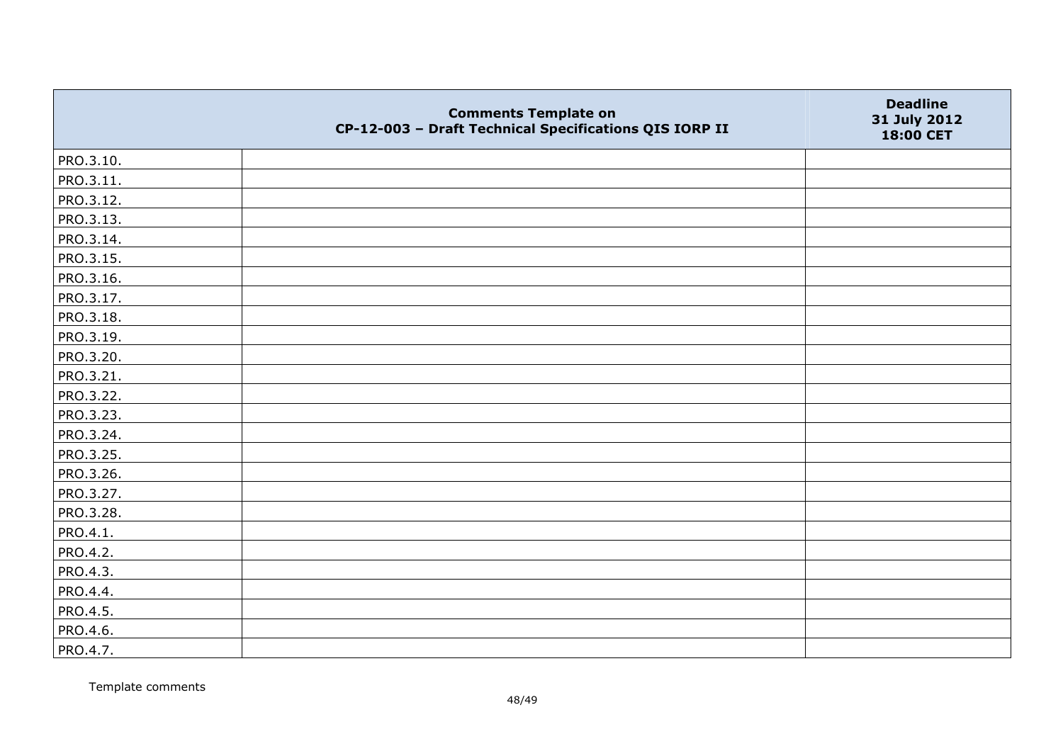| | Comments Template on CP-12-003 – Draft Technical Specifications QIS IORP II | Deadline 31 July 2012 18:00 CET |
|---|---|---|
| PRO.3.10. | | |
| PRO.3.11. | | |
| PRO.3.12. | | |
| PRO.3.13. | | |
| PRO.3.14. | | |
| PRO.3.15. | | |
| PRO.3.16. | | |
| PRO.3.17. | | |
| PRO.3.18. | | |
| PRO.3.19. | | |
| PRO.3.20. | | |
| PRO.3.21. | | |
| PRO.3.22. | | |
| PRO.3.23. | | |
| PRO.3.24. | | |
| PRO.3.25. | | |
| PRO.3.26. | | |
| PRO.3.27. | | |
| PRO.3.28. | | |
| PRO.4.1. | | |
| PRO.4.2. | | |
| PRO.4.3. | | |
| PRO.4.4. | | |
| PRO.4.5. | | |
| PRO.4.6. | | |
| PRO.4.7. | | |

Template comments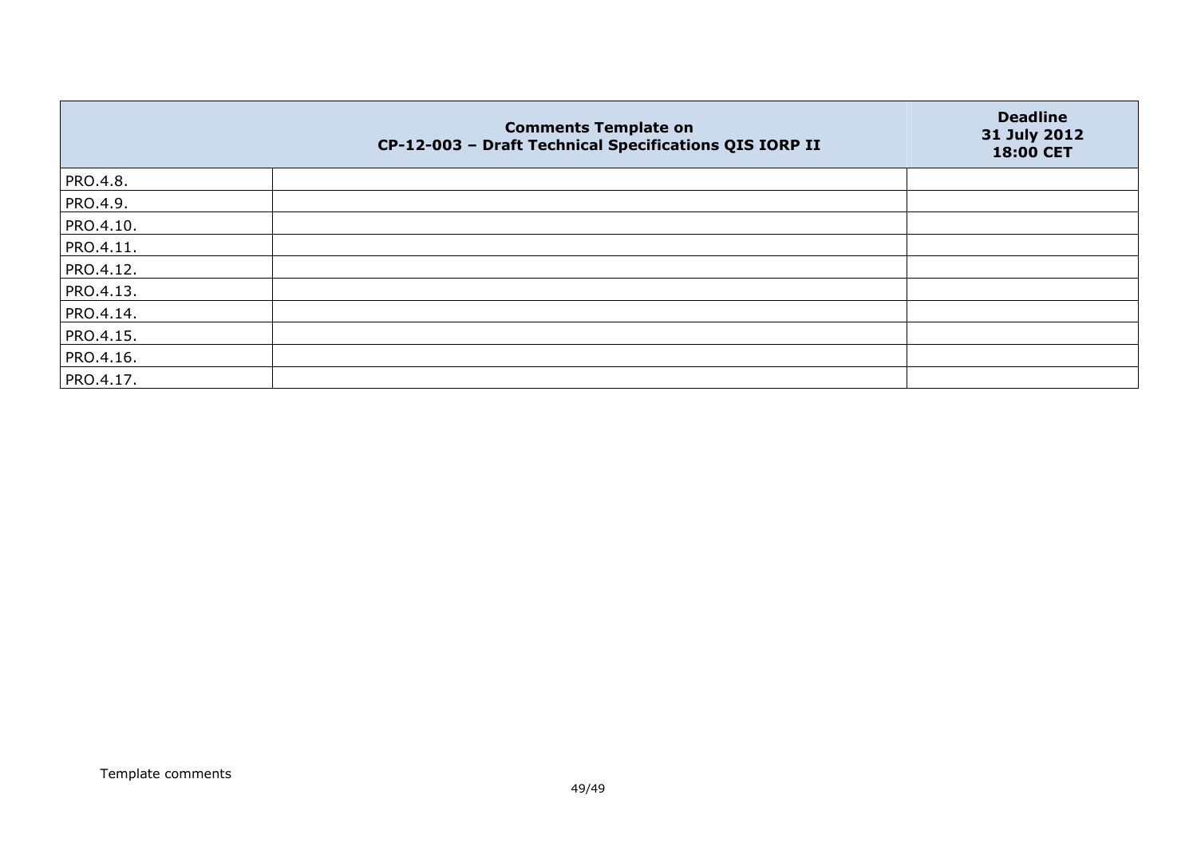| | Comments Template on CP-12-003 – Draft Technical Specifications QIS IORP II | Deadline 31 July 2012 18:00 CET |
|---|---|---|
| PRO.4.8. | | |
| PRO.4.9. | | |
| PRO.4.10. | | |
| PRO.4.11. | | |
| PRO.4.12. | | |
| PRO.4.13. | | |
| PRO.4.14. | | |
| PRO.4.15. | | |
| PRO.4.16. | | |
| PRO.4.17. | | |